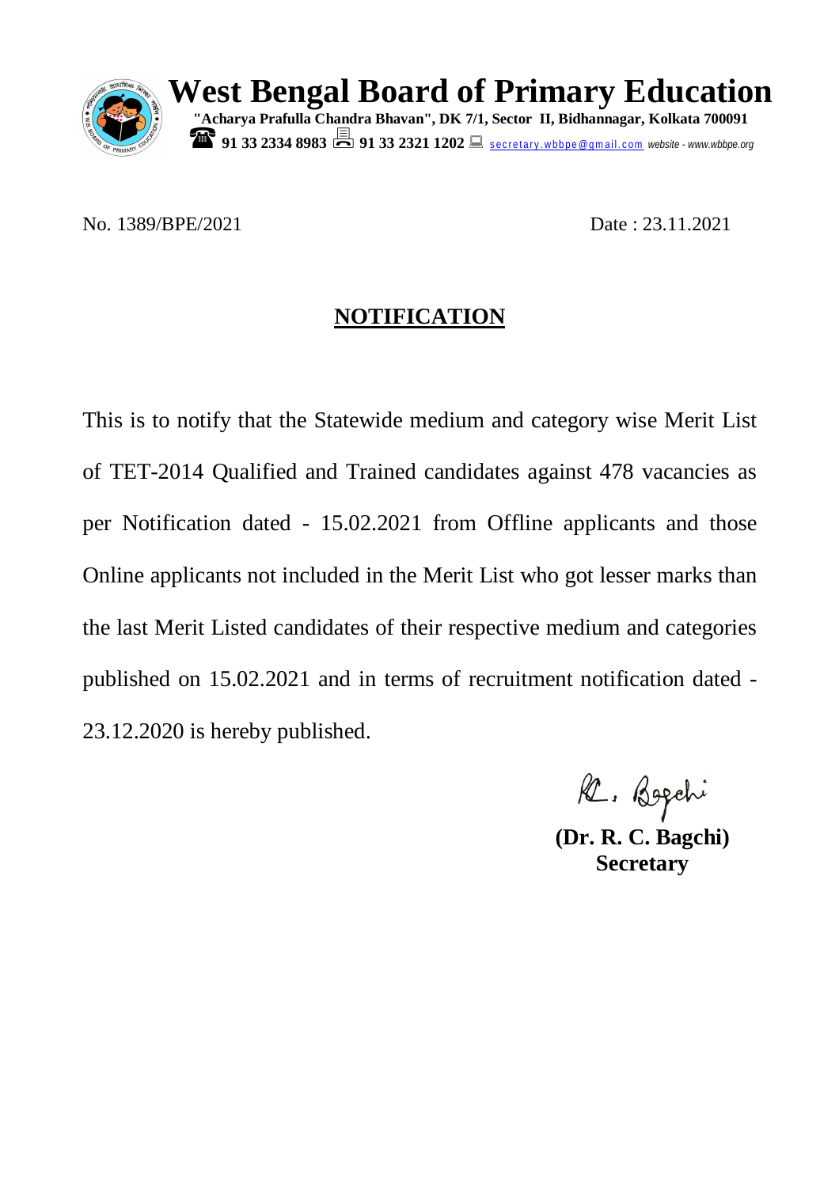# West Bengal Board of Primary Education

**"Acharya Prafulla Chandra Bhavan", DK 7/1, Sector II, Bidhannagar, Kolkata 700091**

**91 33 2334 8983** **91 33 2321 1202** secretary.wbbpe@gmail.com *website - www.wbbpe.org*

No. 1389/BPE/2021 Date : 23.11.2021

## NOTIFICATION

This is to notify that the Statewide medium and category wise Merit List of TET-2014 Qualified and Trained candidates against 478 vacancies as per Notification dated - 15.02.2021 from Offline applicants and those Online applicants not included in the Merit List who got lesser marks than the last Merit Listed candidates of their respective medium and categories published on 15.02.2021 and in terms of recruitment notification dated - 23.12.2020 is hereby published.

R. Bagchi

**(Dr. R. C. Bagchi)**
**Secretary**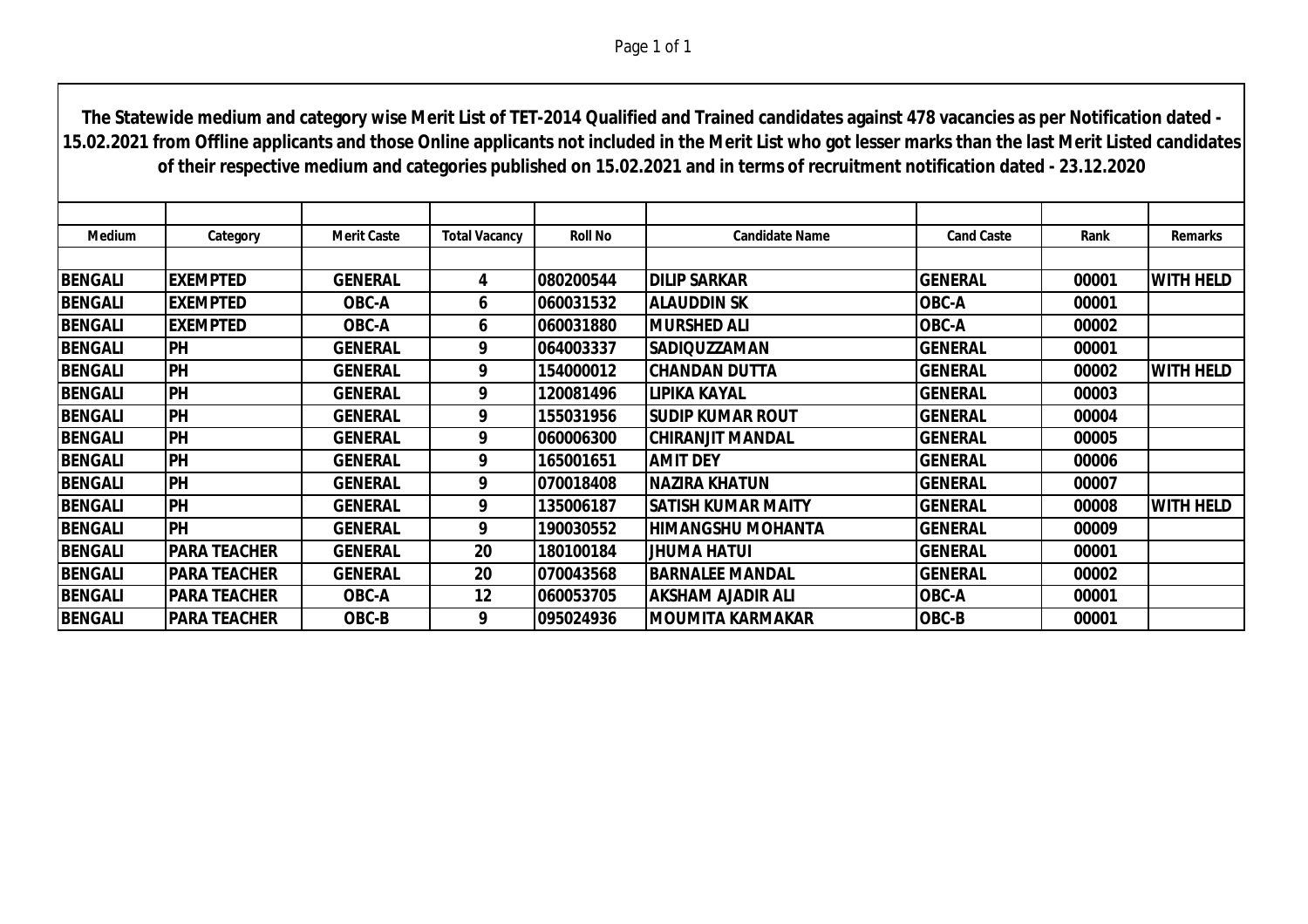**The Statewide medium and category wise Merit List of TET-2014 Qualified and Trained candidates against 478 vacancies as per Notification dated - 15.02.2021 from Offline applicants and those Online applicants not included in the Merit List who got lesser marks than the last Merit Listed candidates of their respective medium and categories published on 15.02.2021 and in terms of recruitment notification dated - 23.12.2020**

| Medium | Category | Merit Caste | Total Vacancy | Roll No | Candidate Name | Cand Caste | Rank | Remarks |
|---|---|---|---|---|---|---|---|---|
| BENGALI | EXEMPTED | GENERAL | 4 | 080200544 | DILIP SARKAR | GENERAL | 00001 | WITH HELD |
| BENGALI | EXEMPTED | OBC-A | 6 | 060031532 | ALAUDDIN SK | OBC-A | 00001 | |
| BENGALI | EXEMPTED | OBC-A | 6 | 060031880 | MURSHED ALI | OBC-A | 00002 | |
| BENGALI | PH | GENERAL | 9 | 064003337 | SADIQUZZAMAN | GENERAL | 00001 | |
| BENGALI | PH | GENERAL | 9 | 154000012 | CHANDAN DUTTA | GENERAL | 00002 | WITH HELD |
| BENGALI | PH | GENERAL | 9 | 120081496 | LIPIKA KAYAL | GENERAL | 00003 | |
| BENGALI | PH | GENERAL | 9 | 155031956 | SUDIP KUMAR ROUT | GENERAL | 00004 | |
| BENGALI | PH | GENERAL | 9 | 060006300 | CHIRANJIT MANDAL | GENERAL | 00005 | |
| BENGALI | PH | GENERAL | 9 | 165001651 | AMIT DEY | GENERAL | 00006 | |
| BENGALI | PH | GENERAL | 9 | 070018408 | NAZIRA KHATUN | GENERAL | 00007 | |
| BENGALI | PH | GENERAL | 9 | 135006187 | SATISH KUMAR MAITY | GENERAL | 00008 | WITH HELD |
| BENGALI | PH | GENERAL | 9 | 190030552 | HIMANGSHU MOHANTA | GENERAL | 00009 | |
| BENGALI | PARA TEACHER | GENERAL | 20 | 180100184 | JHUMA HATUI | GENERAL | 00001 | |
| BENGALI | PARA TEACHER | GENERAL | 20 | 070043568 | BARNALEE MANDAL | GENERAL | 00002 | |
| BENGALI | PARA TEACHER | OBC-A | 12 | 060053705 | AKSHAM AJADIR ALI | OBC-A | 00001 | |
| BENGALI | PARA TEACHER | OBC-B | 9 | 095024936 | MOUMITA KARMAKAR | OBC-B | 00001 | |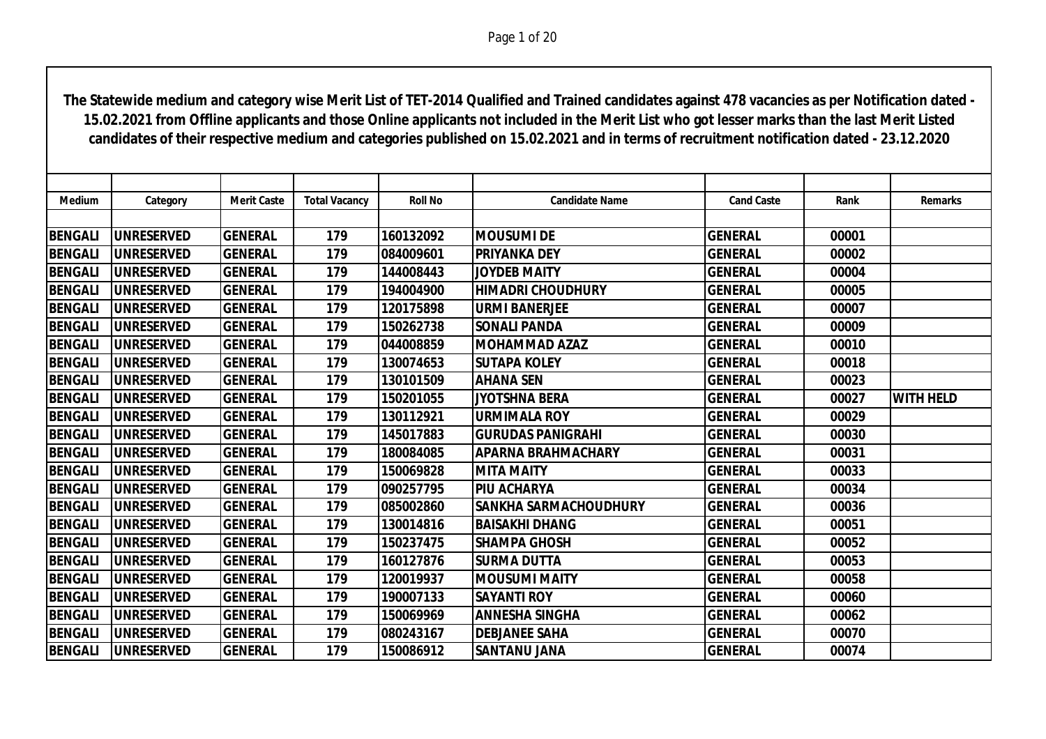**The Statewide medium and category wise Merit List of TET-2014 Qualified and Trained candidates against 478 vacancies as per Notification dated - 15.02.2021 from Offline applicants and those Online applicants not included in the Merit List who got lesser marks than the last Merit Listed candidates of their respective medium and categories published on 15.02.2021 and in terms of recruitment notification dated - 23.12.2020**

| Medium | Category | Merit Caste | Total Vacancy | Roll No | Candidate Name | Cand Caste | Rank | Remarks |
|---|---|---|---|---|---|---|---|---|
| BENGALI | UNRESERVED | GENERAL | 179 | 160132092 | MOUSUMI DE | GENERAL | 00001 | |
| BENGALI | UNRESERVED | GENERAL | 179 | 084009601 | PRIYANKA DEY | GENERAL | 00002 | |
| BENGALI | UNRESERVED | GENERAL | 179 | 144008443 | JOYDEB MAITY | GENERAL | 00004 | |
| BENGALI | UNRESERVED | GENERAL | 179 | 194004900 | HIMADRI CHOUDHURY | GENERAL | 00005 | |
| BENGALI | UNRESERVED | GENERAL | 179 | 120175898 | URMI BANERJEE | GENERAL | 00007 | |
| BENGALI | UNRESERVED | GENERAL | 179 | 150262738 | SONALI PANDA | GENERAL | 00009 | |
| BENGALI | UNRESERVED | GENERAL | 179 | 044008859 | MOHAMMAD AZAZ | GENERAL | 00010 | |
| BENGALI | UNRESERVED | GENERAL | 179 | 130074653 | SUTAPA KOLEY | GENERAL | 00018 | |
| BENGALI | UNRESERVED | GENERAL | 179 | 130101509 | AHANA SEN | GENERAL | 00023 | |
| BENGALI | UNRESERVED | GENERAL | 179 | 150201055 | JYOTSHNA BERA | GENERAL | 00027 | WITH HELD |
| BENGALI | UNRESERVED | GENERAL | 179 | 130112921 | URMIMALA ROY | GENERAL | 00029 | |
| BENGALI | UNRESERVED | GENERAL | 179 | 145017883 | GURUDAS PANIGRAHI | GENERAL | 00030 | |
| BENGALI | UNRESERVED | GENERAL | 179 | 180084085 | APARNA BRAHMACHARY | GENERAL | 00031 | |
| BENGALI | UNRESERVED | GENERAL | 179 | 150069828 | MITA MAITY | GENERAL | 00033 | |
| BENGALI | UNRESERVED | GENERAL | 179 | 090257795 | PIU ACHARYA | GENERAL | 00034 | |
| BENGALI | UNRESERVED | GENERAL | 179 | 085002860 | SANKHA SARMACHOUDHURY | GENERAL | 00036 | |
| BENGALI | UNRESERVED | GENERAL | 179 | 130014816 | BAISAKHI DHANG | GENERAL | 00051 | |
| BENGALI | UNRESERVED | GENERAL | 179 | 150237475 | SHAMPA GHOSH | GENERAL | 00052 | |
| BENGALI | UNRESERVED | GENERAL | 179 | 160127876 | SURMA DUTTA | GENERAL | 00053 | |
| BENGALI | UNRESERVED | GENERAL | 179 | 120019937 | MOUSUMI MAITY | GENERAL | 00058 | |
| BENGALI | UNRESERVED | GENERAL | 179 | 190007133 | SAYANTI ROY | GENERAL | 00060 | |
| BENGALI | UNRESERVED | GENERAL | 179 | 150069969 | ANNESHA SINGHA | GENERAL | 00062 | |
| BENGALI | UNRESERVED | GENERAL | 179 | 080243167 | DEBJANEE SAHA | GENERAL | 00070 | |
| BENGALI | UNRESERVED | GENERAL | 179 | 150086912 | SANTANU JANA | GENERAL | 00074 | |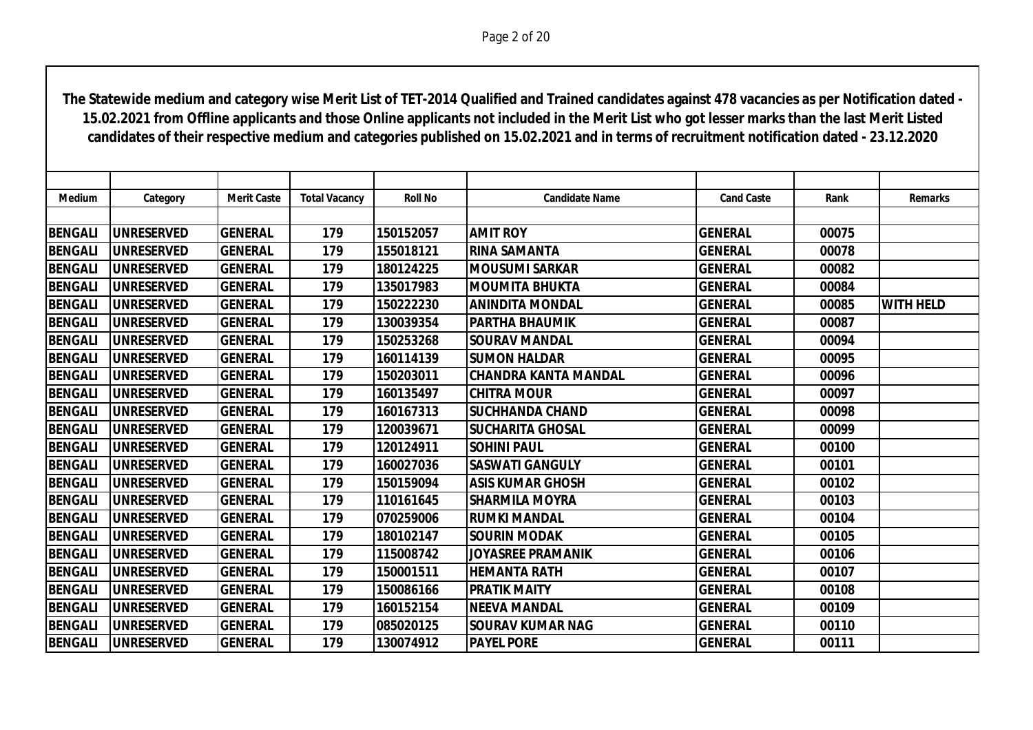**The Statewide medium and category wise Merit List of TET-2014 Qualified and Trained candidates against 478 vacancies as per Notification dated - 15.02.2021 from Offline applicants and those Online applicants not included in the Merit List who got lesser marks than the last Merit Listed candidates of their respective medium and categories published on 15.02.2021 and in terms of recruitment notification dated - 23.12.2020**

| Medium | Category | Merit Caste | Total Vacancy | Roll No | Candidate Name | Cand Caste | Rank | Remarks |
|---|---|---|---|---|---|---|---|---|
| BENGALI | UNRESERVED | GENERAL | 179 | 150152057 | AMIT ROY | GENERAL | 00075 | |
| BENGALI | UNRESERVED | GENERAL | 179 | 155018121 | RINA SAMANTA | GENERAL | 00078 | |
| BENGALI | UNRESERVED | GENERAL | 179 | 180124225 | MOUSUMI SARKAR | GENERAL | 00082 | |
| BENGALI | UNRESERVED | GENERAL | 179 | 135017983 | MOUMITA BHUKTA | GENERAL | 00084 | |
| BENGALI | UNRESERVED | GENERAL | 179 | 150222230 | ANINDITA MONDAL | GENERAL | 00085 | WITH HELD |
| BENGALI | UNRESERVED | GENERAL | 179 | 130039354 | PARTHA BHAUMIK | GENERAL | 00087 | |
| BENGALI | UNRESERVED | GENERAL | 179 | 150253268 | SOURAV MANDAL | GENERAL | 00094 | |
| BENGALI | UNRESERVED | GENERAL | 179 | 160114139 | SUMON HALDAR | GENERAL | 00095 | |
| BENGALI | UNRESERVED | GENERAL | 179 | 150203011 | CHANDRA KANTA MANDAL | GENERAL | 00096 | |
| BENGALI | UNRESERVED | GENERAL | 179 | 160135497 | CHITRA MOUR | GENERAL | 00097 | |
| BENGALI | UNRESERVED | GENERAL | 179 | 160167313 | SUCHHANDA CHAND | GENERAL | 00098 | |
| BENGALI | UNRESERVED | GENERAL | 179 | 120039671 | SUCHARITA GHOSAL | GENERAL | 00099 | |
| BENGALI | UNRESERVED | GENERAL | 179 | 120124911 | SOHINI PAUL | GENERAL | 00100 | |
| BENGALI | UNRESERVED | GENERAL | 179 | 160027036 | SASWATI GANGULY | GENERAL | 00101 | |
| BENGALI | UNRESERVED | GENERAL | 179 | 150159094 | ASIS KUMAR GHOSH | GENERAL | 00102 | |
| BENGALI | UNRESERVED | GENERAL | 179 | 110161645 | SHARMILA MOYRA | GENERAL | 00103 | |
| BENGALI | UNRESERVED | GENERAL | 179 | 070259006 | RUMKI MANDAL | GENERAL | 00104 | |
| BENGALI | UNRESERVED | GENERAL | 179 | 180102147 | SOURIN MODAK | GENERAL | 00105 | |
| BENGALI | UNRESERVED | GENERAL | 179 | 115008742 | JOYASREE PRAMANIK | GENERAL | 00106 | |
| BENGALI | UNRESERVED | GENERAL | 179 | 150001511 | HEMANTA RATH | GENERAL | 00107 | |
| BENGALI | UNRESERVED | GENERAL | 179 | 150086166 | PRATIK MAITY | GENERAL | 00108 | |
| BENGALI | UNRESERVED | GENERAL | 179 | 160152154 | NEEVA MANDAL | GENERAL | 00109 | |
| BENGALI | UNRESERVED | GENERAL | 179 | 085020125 | SOURAV KUMAR NAG | GENERAL | 00110 | |
| BENGALI | UNRESERVED | GENERAL | 179 | 130074912 | PAYEL PORE | GENERAL | 00111 | |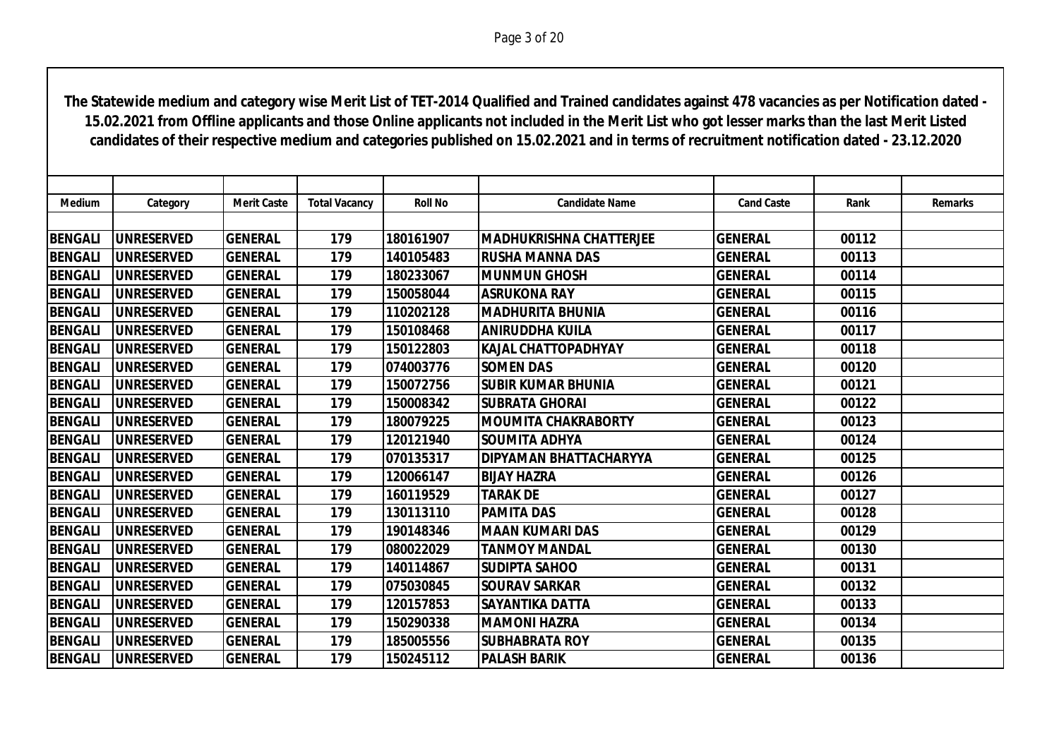**The Statewide medium and category wise Merit List of TET-2014 Qualified and Trained candidates against 478 vacancies as per Notification dated - 15.02.2021 from Offline applicants and those Online applicants not included in the Merit List who got lesser marks than the last Merit Listed candidates of their respective medium and categories published on 15.02.2021 and in terms of recruitment notification dated - 23.12.2020**

| Medium | Category | Merit Caste | Total Vacancy | Roll No | Candidate Name | Cand Caste | Rank | Remarks |
|---|---|---|---|---|---|---|---|---|
| BENGALI | UNRESERVED | GENERAL | 179 | 180161907 | MADHUKRISHNA CHATTERJEE | GENERAL | 00112 | |
| BENGALI | UNRESERVED | GENERAL | 179 | 140105483 | RUSHA MANNA DAS | GENERAL | 00113 | |
| BENGALI | UNRESERVED | GENERAL | 179 | 180233067 | MUNMUN GHOSH | GENERAL | 00114 | |
| BENGALI | UNRESERVED | GENERAL | 179 | 150058044 | ASRUKONA RAY | GENERAL | 00115 | |
| BENGALI | UNRESERVED | GENERAL | 179 | 110202128 | MADHURITA BHUNIA | GENERAL | 00116 | |
| BENGALI | UNRESERVED | GENERAL | 179 | 150108468 | ANIRUDDHA KUILA | GENERAL | 00117 | |
| BENGALI | UNRESERVED | GENERAL | 179 | 150122803 | KAJAL CHATTOPADHYAY | GENERAL | 00118 | |
| BENGALI | UNRESERVED | GENERAL | 179 | 074003776 | SOMEN DAS | GENERAL | 00120 | |
| BENGALI | UNRESERVED | GENERAL | 179 | 150072756 | SUBIR KUMAR BHUNIA | GENERAL | 00121 | |
| BENGALI | UNRESERVED | GENERAL | 179 | 150008342 | SUBRATA GHORAI | GENERAL | 00122 | |
| BENGALI | UNRESERVED | GENERAL | 179 | 180079225 | MOUMITA CHAKRABORTY | GENERAL | 00123 | |
| BENGALI | UNRESERVED | GENERAL | 179 | 120121940 | SOUMITA ADHYA | GENERAL | 00124 | |
| BENGALI | UNRESERVED | GENERAL | 179 | 070135317 | DIPYAMAN BHATTACHARYYA | GENERAL | 00125 | |
| BENGALI | UNRESERVED | GENERAL | 179 | 120066147 | BIJAY HAZRA | GENERAL | 00126 | |
| BENGALI | UNRESERVED | GENERAL | 179 | 160119529 | TARAK DE | GENERAL | 00127 | |
| BENGALI | UNRESERVED | GENERAL | 179 | 130113110 | PAMITA DAS | GENERAL | 00128 | |
| BENGALI | UNRESERVED | GENERAL | 179 | 190148346 | MAAN KUMARI DAS | GENERAL | 00129 | |
| BENGALI | UNRESERVED | GENERAL | 179 | 080022029 | TANMOY MANDAL | GENERAL | 00130 | |
| BENGALI | UNRESERVED | GENERAL | 179 | 140114867 | SUDIPTA SAHOO | GENERAL | 00131 | |
| BENGALI | UNRESERVED | GENERAL | 179 | 075030845 | SOURAV SARKAR | GENERAL | 00132 | |
| BENGALI | UNRESERVED | GENERAL | 179 | 120157853 | SAYANTIKA DATTA | GENERAL | 00133 | |
| BENGALI | UNRESERVED | GENERAL | 179 | 150290338 | MAMONI HAZRA | GENERAL | 00134 | |
| BENGALI | UNRESERVED | GENERAL | 179 | 185005556 | SUBHABRATA ROY | GENERAL | 00135 | |
| BENGALI | UNRESERVED | GENERAL | 179 | 150245112 | PALASH BARIK | GENERAL | 00136 | |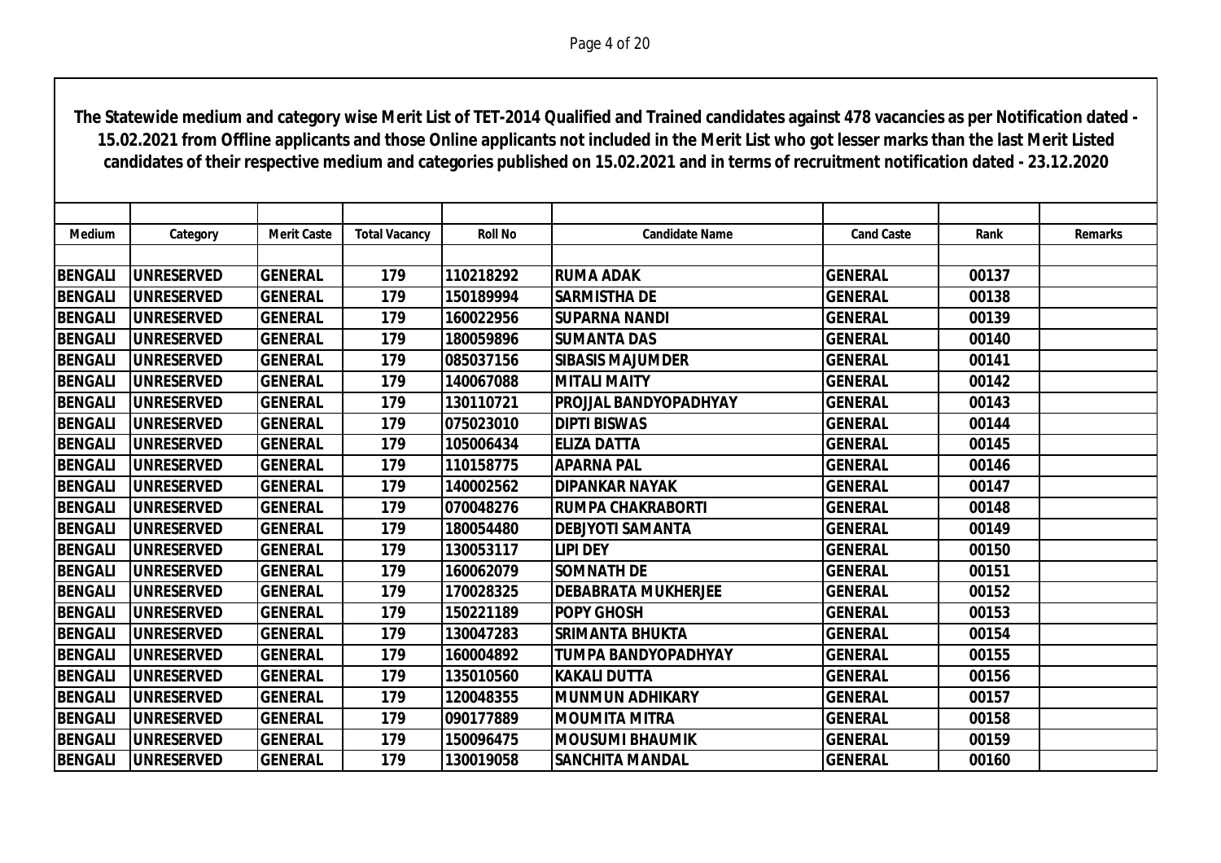**The Statewide medium and category wise Merit List of TET-2014 Qualified and Trained candidates against 478 vacancies as per Notification dated - 15.02.2021 from Offline applicants and those Online applicants not included in the Merit List who got lesser marks than the last Merit Listed candidates of their respective medium and categories published on 15.02.2021 and in terms of recruitment notification dated - 23.12.2020**

| Medium | Category | Merit Caste | Total Vacancy | Roll No | Candidate Name | Cand Caste | Rank | Remarks |
|---|---|---|---|---|---|---|---|---|
| BENGALI | UNRESERVED | GENERAL | 179 | 110218292 | RUMA ADAK | GENERAL | 00137 | |
| BENGALI | UNRESERVED | GENERAL | 179 | 150189994 | SARMISTHA DE | GENERAL | 00138 | |
| BENGALI | UNRESERVED | GENERAL | 179 | 160022956 | SUPARNA NANDI | GENERAL | 00139 | |
| BENGALI | UNRESERVED | GENERAL | 179 | 180059896 | SUMANTA DAS | GENERAL | 00140 | |
| BENGALI | UNRESERVED | GENERAL | 179 | 085037156 | SIBASIS MAJUMDER | GENERAL | 00141 | |
| BENGALI | UNRESERVED | GENERAL | 179 | 140067088 | MITALI MAITY | GENERAL | 00142 | |
| BENGALI | UNRESERVED | GENERAL | 179 | 130110721 | PROJJAL BANDYOPADHYAY | GENERAL | 00143 | |
| BENGALI | UNRESERVED | GENERAL | 179 | 075023010 | DIPTI BISWAS | GENERAL | 00144 | |
| BENGALI | UNRESERVED | GENERAL | 179 | 105006434 | ELIZA DATTA | GENERAL | 00145 | |
| BENGALI | UNRESERVED | GENERAL | 179 | 110158775 | APARNA PAL | GENERAL | 00146 | |
| BENGALI | UNRESERVED | GENERAL | 179 | 140002562 | DIPANKAR NAYAK | GENERAL | 00147 | |
| BENGALI | UNRESERVED | GENERAL | 179 | 070048276 | RUMPA CHAKRABORTI | GENERAL | 00148 | |
| BENGALI | UNRESERVED | GENERAL | 179 | 180054480 | DEBJYOTI SAMANTA | GENERAL | 00149 | |
| BENGALI | UNRESERVED | GENERAL | 179 | 130053117 | LIPI DEY | GENERAL | 00150 | |
| BENGALI | UNRESERVED | GENERAL | 179 | 160062079 | SOMNATH DE | GENERAL | 00151 | |
| BENGALI | UNRESERVED | GENERAL | 179 | 170028325 | DEBABRATA MUKHERJEE | GENERAL | 00152 | |
| BENGALI | UNRESERVED | GENERAL | 179 | 150221189 | POPY GHOSH | GENERAL | 00153 | |
| BENGALI | UNRESERVED | GENERAL | 179 | 130047283 | SRIMANTA BHUKTA | GENERAL | 00154 | |
| BENGALI | UNRESERVED | GENERAL | 179 | 160004892 | TUMPA BANDYOPADHYAY | GENERAL | 00155 | |
| BENGALI | UNRESERVED | GENERAL | 179 | 135010560 | KAKALI DUTTA | GENERAL | 00156 | |
| BENGALI | UNRESERVED | GENERAL | 179 | 120048355 | MUNMUN ADHIKARY | GENERAL | 00157 | |
| BENGALI | UNRESERVED | GENERAL | 179 | 090177889 | MOUMITA MITRA | GENERAL | 00158 | |
| BENGALI | UNRESERVED | GENERAL | 179 | 150096475 | MOUSUMI BHAUMIK | GENERAL | 00159 | |
| BENGALI | UNRESERVED | GENERAL | 179 | 130019058 | SANCHITA MANDAL | GENERAL | 00160 | |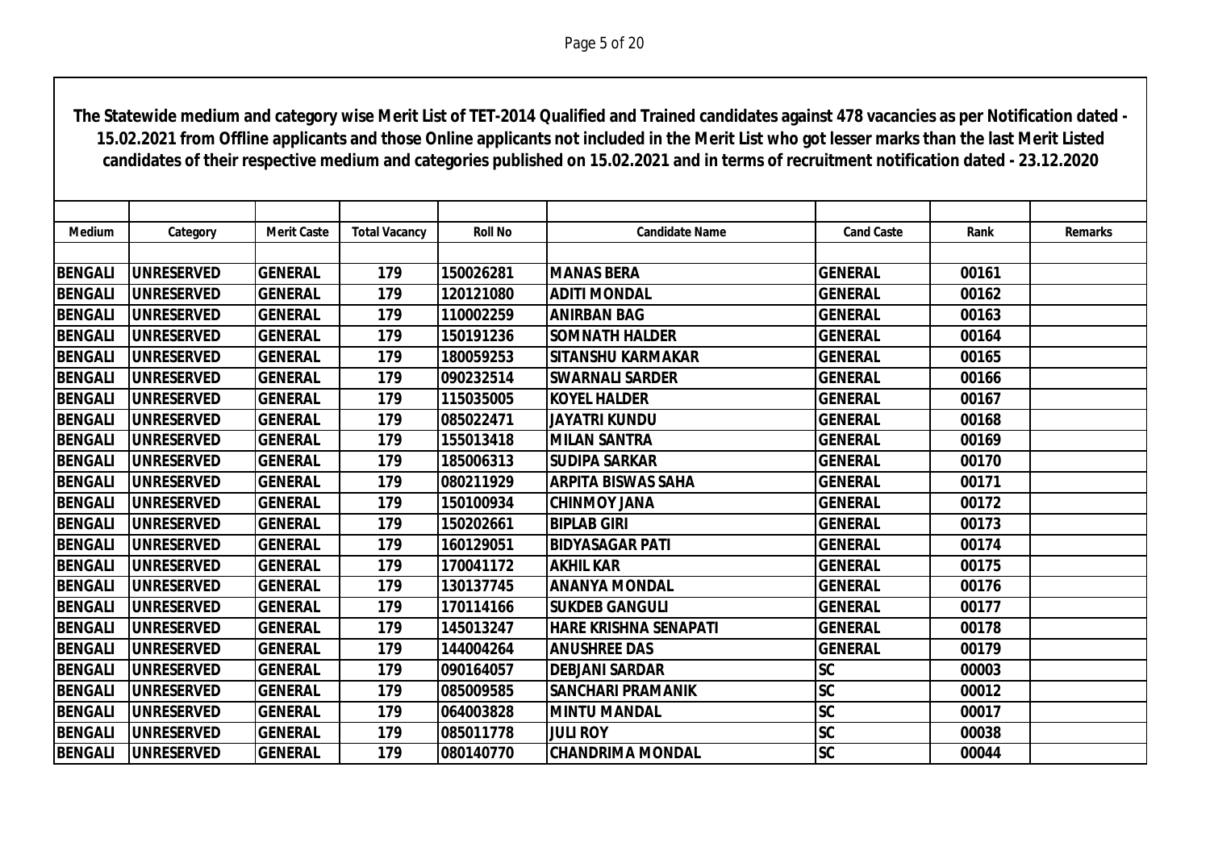**The Statewide medium and category wise Merit List of TET-2014 Qualified and Trained candidates against 478 vacancies as per Notification dated - 15.02.2021 from Offline applicants and those Online applicants not included in the Merit List who got lesser marks than the last Merit Listed candidates of their respective medium and categories published on 15.02.2021 and in terms of recruitment notification dated - 23.12.2020**

| Medium | Category | Merit Caste | Total Vacancy | Roll No | Candidate Name | Cand Caste | Rank | Remarks |
|---|---|---|---|---|---|---|---|---|
| BENGALI | UNRESERVED | GENERAL | 179 | 150026281 | MANAS BERA | GENERAL | 00161 | |
| BENGALI | UNRESERVED | GENERAL | 179 | 120121080 | ADITI MONDAL | GENERAL | 00162 | |
| BENGALI | UNRESERVED | GENERAL | 179 | 110002259 | ANIRBAN BAG | GENERAL | 00163 | |
| BENGALI | UNRESERVED | GENERAL | 179 | 150191236 | SOMNATH HALDER | GENERAL | 00164 | |
| BENGALI | UNRESERVED | GENERAL | 179 | 180059253 | SITANSHU KARMAKAR | GENERAL | 00165 | |
| BENGALI | UNRESERVED | GENERAL | 179 | 090232514 | SWARNALI SARDER | GENERAL | 00166 | |
| BENGALI | UNRESERVED | GENERAL | 179 | 115035005 | KOYEL HALDER | GENERAL | 00167 | |
| BENGALI | UNRESERVED | GENERAL | 179 | 085022471 | JAYATRI KUNDU | GENERAL | 00168 | |
| BENGALI | UNRESERVED | GENERAL | 179 | 155013418 | MILAN SANTRA | GENERAL | 00169 | |
| BENGALI | UNRESERVED | GENERAL | 179 | 185006313 | SUDIPA SARKAR | GENERAL | 00170 | |
| BENGALI | UNRESERVED | GENERAL | 179 | 080211929 | ARPITA BISWAS SAHA | GENERAL | 00171 | |
| BENGALI | UNRESERVED | GENERAL | 179 | 150100934 | CHINMOY JANA | GENERAL | 00172 | |
| BENGALI | UNRESERVED | GENERAL | 179 | 150202661 | BIPLAB GIRI | GENERAL | 00173 | |
| BENGALI | UNRESERVED | GENERAL | 179 | 160129051 | BIDYASAGAR PATI | GENERAL | 00174 | |
| BENGALI | UNRESERVED | GENERAL | 179 | 170041172 | AKHIL KAR | GENERAL | 00175 | |
| BENGALI | UNRESERVED | GENERAL | 179 | 130137745 | ANANYA MONDAL | GENERAL | 00176 | |
| BENGALI | UNRESERVED | GENERAL | 179 | 170114166 | SUKDEB GANGULI | GENERAL | 00177 | |
| BENGALI | UNRESERVED | GENERAL | 179 | 145013247 | HARE KRISHNA SENAPATI | GENERAL | 00178 | |
| BENGALI | UNRESERVED | GENERAL | 179 | 144004264 | ANUSHREE DAS | GENERAL | 00179 | |
| BENGALI | UNRESERVED | GENERAL | 179 | 090164057 | DEBJANI SARDAR | SC | 00003 | |
| BENGALI | UNRESERVED | GENERAL | 179 | 085009585 | SANCHARI PRAMANIK | SC | 00012 | |
| BENGALI | UNRESERVED | GENERAL | 179 | 064003828 | MINTU MANDAL | SC | 00017 | |
| BENGALI | UNRESERVED | GENERAL | 179 | 085011778 | JULI ROY | SC | 00038 | |
| BENGALI | UNRESERVED | GENERAL | 179 | 080140770 | CHANDRIMA MONDAL | SC | 00044 | |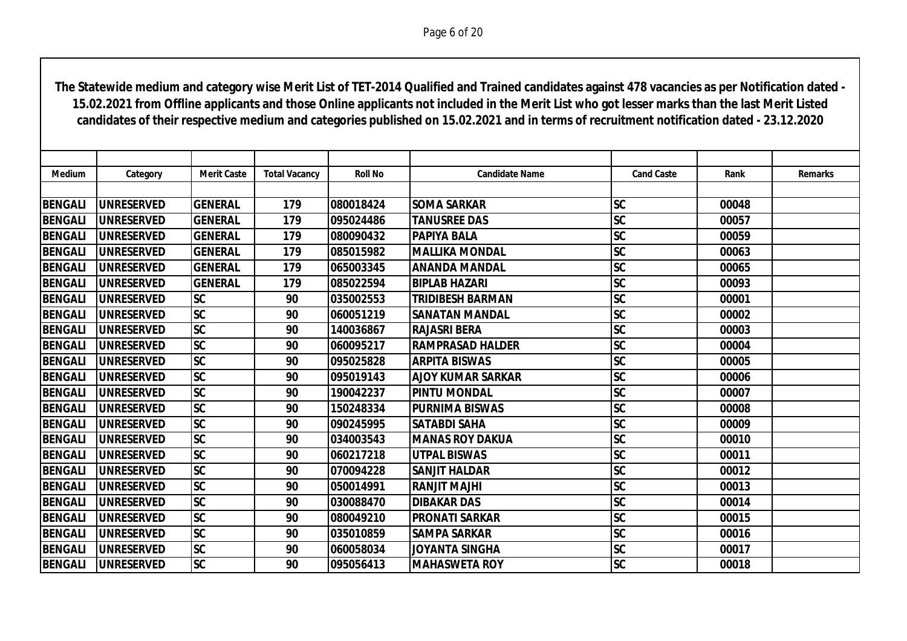**The Statewide medium and category wise Merit List of TET-2014 Qualified and Trained candidates against 478 vacancies as per Notification dated - 15.02.2021 from Offline applicants and those Online applicants not included in the Merit List who got lesser marks than the last Merit Listed candidates of their respective medium and categories published on 15.02.2021 and in terms of recruitment notification dated - 23.12.2020**

| Medium | Category | Merit Caste | Total Vacancy | Roll No | Candidate Name | Cand Caste | Rank | Remarks |
|---|---|---|---|---|---|---|---|---|
| BENGALI | UNRESERVED | GENERAL | 179 | 080018424 | SOMA SARKAR | SC | 00048 | |
| BENGALI | UNRESERVED | GENERAL | 179 | 095024486 | TANUSREE DAS | SC | 00057 | |
| BENGALI | UNRESERVED | GENERAL | 179 | 080090432 | PAPIYA BALA | SC | 00059 | |
| BENGALI | UNRESERVED | GENERAL | 179 | 085015982 | MALLIKA MONDAL | SC | 00063 | |
| BENGALI | UNRESERVED | GENERAL | 179 | 065003345 | ANANDA MANDAL | SC | 00065 | |
| BENGALI | UNRESERVED | GENERAL | 179 | 085022594 | BIPLAB HAZARI | SC | 00093 | |
| BENGALI | UNRESERVED | SC | 90 | 035002553 | TRIDIBESH BARMAN | SC | 00001 | |
| BENGALI | UNRESERVED | SC | 90 | 060051219 | SANATAN MANDAL | SC | 00002 | |
| BENGALI | UNRESERVED | SC | 90 | 140036867 | RAJASRI BERA | SC | 00003 | |
| BENGALI | UNRESERVED | SC | 90 | 060095217 | RAMPRASAD HALDER | SC | 00004 | |
| BENGALI | UNRESERVED | SC | 90 | 095025828 | ARPITA BISWAS | SC | 00005 | |
| BENGALI | UNRESERVED | SC | 90 | 095019143 | AJOY KUMAR SARKAR | SC | 00006 | |
| BENGALI | UNRESERVED | SC | 90 | 190042237 | PINTU MONDAL | SC | 00007 | |
| BENGALI | UNRESERVED | SC | 90 | 150248334 | PURNIMA BISWAS | SC | 00008 | |
| BENGALI | UNRESERVED | SC | 90 | 090245995 | SATABDI SAHA | SC | 00009 | |
| BENGALI | UNRESERVED | SC | 90 | 034003543 | MANAS ROY DAKUA | SC | 00010 | |
| BENGALI | UNRESERVED | SC | 90 | 060217218 | UTPAL BISWAS | SC | 00011 | |
| BENGALI | UNRESERVED | SC | 90 | 070094228 | SANJIT HALDAR | SC | 00012 | |
| BENGALI | UNRESERVED | SC | 90 | 050014991 | RANJIT MAJHI | SC | 00013 | |
| BENGALI | UNRESERVED | SC | 90 | 030088470 | DIBAKAR DAS | SC | 00014 | |
| BENGALI | UNRESERVED | SC | 90 | 080049210 | PRONATI SARKAR | SC | 00015 | |
| BENGALI | UNRESERVED | SC | 90 | 035010859 | SAMPA SARKAR | SC | 00016 | |
| BENGALI | UNRESERVED | SC | 90 | 060058034 | JOYANTA SINGHA | SC | 00017 | |
| BENGALI | UNRESERVED | SC | 90 | 095056413 | MAHASWETA ROY | SC | 00018 | |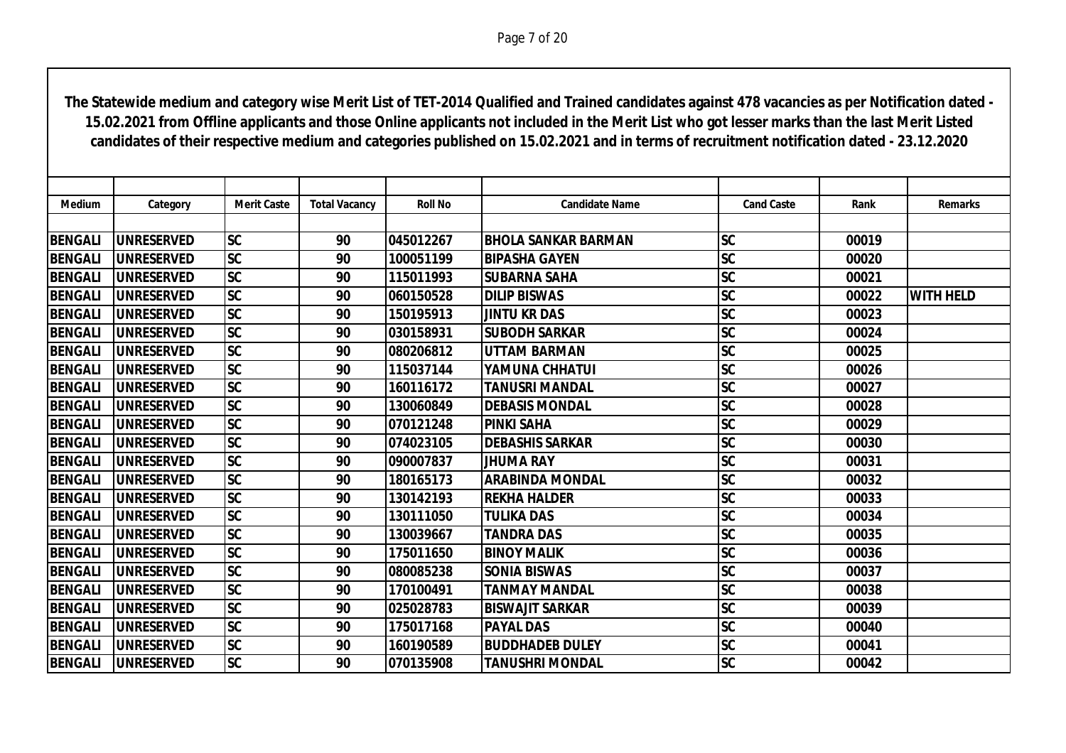**The Statewide medium and category wise Merit List of TET-2014 Qualified and Trained candidates against 478 vacancies as per Notification dated - 15.02.2021 from Offline applicants and those Online applicants not included in the Merit List who got lesser marks than the last Merit Listed candidates of their respective medium and categories published on 15.02.2021 and in terms of recruitment notification dated - 23.12.2020**

| Medium | Category | Merit Caste | Total Vacancy | Roll No | Candidate Name | Cand Caste | Rank | Remarks |
|---|---|---|---|---|---|---|---|---|
| BENGALI | UNRESERVED | SC | 90 | 045012267 | BHOLA SANKAR BARMAN | SC | 00019 | |
| BENGALI | UNRESERVED | SC | 90 | 100051199 | BIPASHA GAYEN | SC | 00020 | |
| BENGALI | UNRESERVED | SC | 90 | 115011993 | SUBARNA SAHA | SC | 00021 | |
| BENGALI | UNRESERVED | SC | 90 | 060150528 | DILIP BISWAS | SC | 00022 | WITH HELD |
| BENGALI | UNRESERVED | SC | 90 | 150195913 | JINTU KR DAS | SC | 00023 | |
| BENGALI | UNRESERVED | SC | 90 | 030158931 | SUBODH SARKAR | SC | 00024 | |
| BENGALI | UNRESERVED | SC | 90 | 080206812 | UTTAM BARMAN | SC | 00025 | |
| BENGALI | UNRESERVED | SC | 90 | 115037144 | YAMUNA CHHATUI | SC | 00026 | |
| BENGALI | UNRESERVED | SC | 90 | 160116172 | TANUSRI MANDAL | SC | 00027 | |
| BENGALI | UNRESERVED | SC | 90 | 130060849 | DEBASIS MONDAL | SC | 00028 | |
| BENGALI | UNRESERVED | SC | 90 | 070121248 | PINKI SAHA | SC | 00029 | |
| BENGALI | UNRESERVED | SC | 90 | 074023105 | DEBASHIS SARKAR | SC | 00030 | |
| BENGALI | UNRESERVED | SC | 90 | 090007837 | JHUMA RAY | SC | 00031 | |
| BENGALI | UNRESERVED | SC | 90 | 180165173 | ARABINDA MONDAL | SC | 00032 | |
| BENGALI | UNRESERVED | SC | 90 | 130142193 | REKHA HALDER | SC | 00033 | |
| BENGALI | UNRESERVED | SC | 90 | 130111050 | TULIKA DAS | SC | 00034 | |
| BENGALI | UNRESERVED | SC | 90 | 130039667 | TANDRA DAS | SC | 00035 | |
| BENGALI | UNRESERVED | SC | 90 | 175011650 | BINOY MALIK | SC | 00036 | |
| BENGALI | UNRESERVED | SC | 90 | 080085238 | SONIA BISWAS | SC | 00037 | |
| BENGALI | UNRESERVED | SC | 90 | 170100491 | TANMAY MANDAL | SC | 00038 | |
| BENGALI | UNRESERVED | SC | 90 | 025028783 | BISWAJIT SARKAR | SC | 00039 | |
| BENGALI | UNRESERVED | SC | 90 | 175017168 | PAYAL DAS | SC | 00040 | |
| BENGALI | UNRESERVED | SC | 90 | 160190589 | BUDDHADEB DULEY | SC | 00041 | |
| BENGALI | UNRESERVED | SC | 90 | 070135908 | TANUSHRI MONDAL | SC | 00042 | |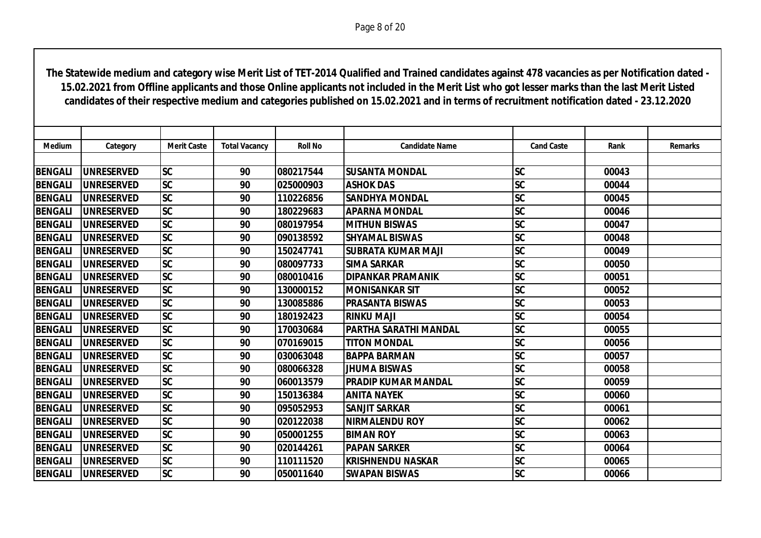**The Statewide medium and category wise Merit List of TET-2014 Qualified and Trained candidates against 478 vacancies as per Notification dated - 15.02.2021 from Offline applicants and those Online applicants not included in the Merit List who got lesser marks than the last Merit Listed candidates of their respective medium and categories published on 15.02.2021 and in terms of recruitment notification dated - 23.12.2020**

| Medium | Category | Merit Caste | Total Vacancy | Roll No | Candidate Name | Cand Caste | Rank | Remarks |
|---|---|---|---|---|---|---|---|---|
| BENGALI | UNRESERVED | SC | 90 | 080217544 | SUSANTA MONDAL | SC | 00043 | |
| BENGALI | UNRESERVED | SC | 90 | 025000903 | ASHOK DAS | SC | 00044 | |
| BENGALI | UNRESERVED | SC | 90 | 110226856 | SANDHYA MONDAL | SC | 00045 | |
| BENGALI | UNRESERVED | SC | 90 | 180229683 | APARNA MONDAL | SC | 00046 | |
| BENGALI | UNRESERVED | SC | 90 | 080197954 | MITHUN BISWAS | SC | 00047 | |
| BENGALI | UNRESERVED | SC | 90 | 090138592 | SHYAMAL BISWAS | SC | 00048 | |
| BENGALI | UNRESERVED | SC | 90 | 150247741 | SUBRATA KUMAR MAJI | SC | 00049 | |
| BENGALI | UNRESERVED | SC | 90 | 080097733 | SIMA SARKAR | SC | 00050 | |
| BENGALI | UNRESERVED | SC | 90 | 080010416 | DIPANKAR PRAMANIK | SC | 00051 | |
| BENGALI | UNRESERVED | SC | 90 | 130000152 | MONISANKAR SIT | SC | 00052 | |
| BENGALI | UNRESERVED | SC | 90 | 130085886 | PRASANTA BISWAS | SC | 00053 | |
| BENGALI | UNRESERVED | SC | 90 | 180192423 | RINKU MAJI | SC | 00054 | |
| BENGALI | UNRESERVED | SC | 90 | 170030684 | PARTHA SARATHI MANDAL | SC | 00055 | |
| BENGALI | UNRESERVED | SC | 90 | 070169015 | TITON MONDAL | SC | 00056 | |
| BENGALI | UNRESERVED | SC | 90 | 030063048 | BAPPA BARMAN | SC | 00057 | |
| BENGALI | UNRESERVED | SC | 90 | 080066328 | JHUMA BISWAS | SC | 00058 | |
| BENGALI | UNRESERVED | SC | 90 | 060013579 | PRADIP KUMAR MANDAL | SC | 00059 | |
| BENGALI | UNRESERVED | SC | 90 | 150136384 | ANITA NAYEK | SC | 00060 | |
| BENGALI | UNRESERVED | SC | 90 | 095052953 | SANJIT SARKAR | SC | 00061 | |
| BENGALI | UNRESERVED | SC | 90 | 020122038 | NIRMALENDU ROY | SC | 00062 | |
| BENGALI | UNRESERVED | SC | 90 | 050001255 | BIMAN ROY | SC | 00063 | |
| BENGALI | UNRESERVED | SC | 90 | 020144261 | PAPAN SARKER | SC | 00064 | |
| BENGALI | UNRESERVED | SC | 90 | 110111520 | KRISHNENDU NASKAR | SC | 00065 | |
| BENGALI | UNRESERVED | SC | 90 | 050011640 | SWAPAN BISWAS | SC | 00066 | |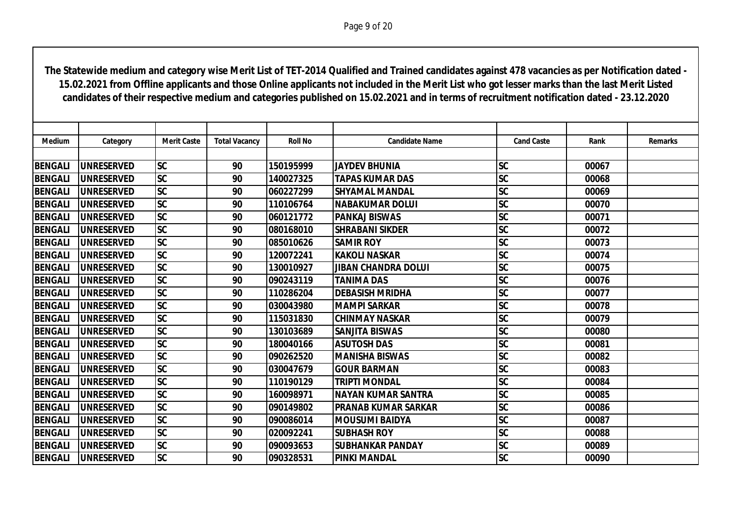**The Statewide medium and category wise Merit List of TET-2014 Qualified and Trained candidates against 478 vacancies as per Notification dated - 15.02.2021 from Offline applicants and those Online applicants not included in the Merit List who got lesser marks than the last Merit Listed candidates of their respective medium and categories published on 15.02.2021 and in terms of recruitment notification dated - 23.12.2020**

| Medium | Category | Merit Caste | Total Vacancy | Roll No | Candidate Name | Cand Caste | Rank | Remarks |
|---|---|---|---|---|---|---|---|---|
| BENGALI | UNRESERVED | SC | 90 | 150195999 | JAYDEV BHUNIA | SC | 00067 | |
| BENGALI | UNRESERVED | SC | 90 | 140027325 | TAPAS KUMAR DAS | SC | 00068 | |
| BENGALI | UNRESERVED | SC | 90 | 060227299 | SHYAMAL MANDAL | SC | 00069 | |
| BENGALI | UNRESERVED | SC | 90 | 110106764 | NABAKUMAR DOLUI | SC | 00070 | |
| BENGALI | UNRESERVED | SC | 90 | 060121772 | PANKAJ BISWAS | SC | 00071 | |
| BENGALI | UNRESERVED | SC | 90 | 080168010 | SHRABANI SIKDER | SC | 00072 | |
| BENGALI | UNRESERVED | SC | 90 | 085010626 | SAMIR ROY | SC | 00073 | |
| BENGALI | UNRESERVED | SC | 90 | 120072241 | KAKOLI NASKAR | SC | 00074 | |
| BENGALI | UNRESERVED | SC | 90 | 130010927 | JIBAN CHANDRA DOLUI | SC | 00075 | |
| BENGALI | UNRESERVED | SC | 90 | 090243119 | TANIMA DAS | SC | 00076 | |
| BENGALI | UNRESERVED | SC | 90 | 110286204 | DEBASISH MRIDHA | SC | 00077 | |
| BENGALI | UNRESERVED | SC | 90 | 030043980 | MAMPI SARKAR | SC | 00078 | |
| BENGALI | UNRESERVED | SC | 90 | 115031830 | CHINMAY NASKAR | SC | 00079 | |
| BENGALI | UNRESERVED | SC | 90 | 130103689 | SANJITA BISWAS | SC | 00080 | |
| BENGALI | UNRESERVED | SC | 90 | 180040166 | ASUTOSH DAS | SC | 00081 | |
| BENGALI | UNRESERVED | SC | 90 | 090262520 | MANISHA BISWAS | SC | 00082 | |
| BENGALI | UNRESERVED | SC | 90 | 030047679 | GOUR BARMAN | SC | 00083 | |
| BENGALI | UNRESERVED | SC | 90 | 110190129 | TRIPTI MONDAL | SC | 00084 | |
| BENGALI | UNRESERVED | SC | 90 | 160098971 | NAYAN KUMAR SANTRA | SC | 00085 | |
| BENGALI | UNRESERVED | SC | 90 | 090149802 | PRANAB KUMAR SARKAR | SC | 00086 | |
| BENGALI | UNRESERVED | SC | 90 | 090086014 | MOUSUMI BAIDYA | SC | 00087 | |
| BENGALI | UNRESERVED | SC | 90 | 020092241 | SUBHASH ROY | SC | 00088 | |
| BENGALI | UNRESERVED | SC | 90 | 090093653 | SUBHANKAR PANDAY | SC | 00089 | |
| BENGALI | UNRESERVED | SC | 90 | 090328531 | PINKI MANDAL | SC | 00090 | |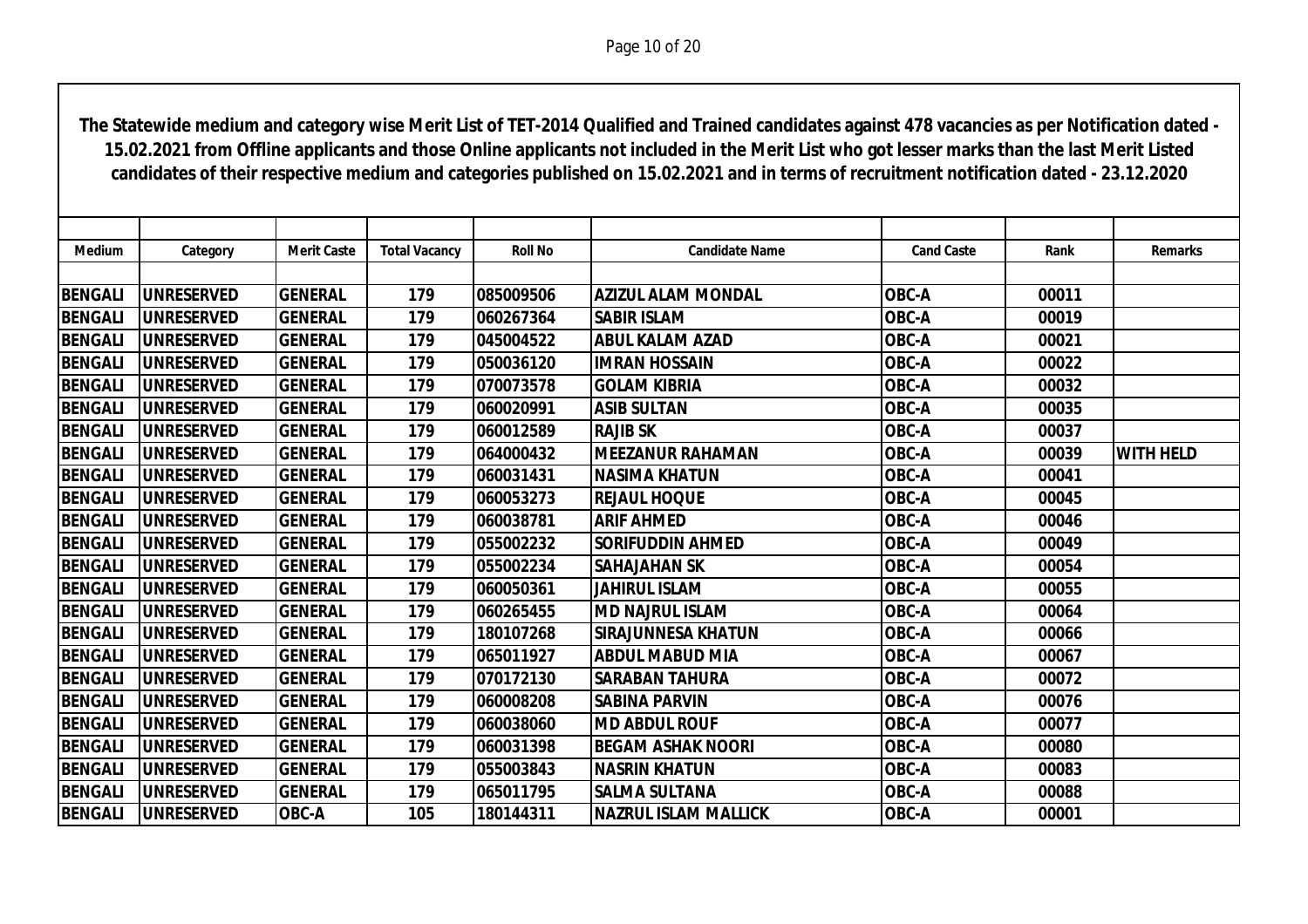**The Statewide medium and category wise Merit List of TET-2014 Qualified and Trained candidates against 478 vacancies as per Notification dated - 15.02.2021 from Offline applicants and those Online applicants not included in the Merit List who got lesser marks than the last Merit Listed candidates of their respective medium and categories published on 15.02.2021 and in terms of recruitment notification dated - 23.12.2020**

| Medium | Category | Merit Caste | Total Vacancy | Roll No | Candidate Name | Cand Caste | Rank | Remarks |
|---|---|---|---|---|---|---|---|---|
| BENGALI | UNRESERVED | GENERAL | 179 | 085009506 | AZIZUL ALAM MONDAL | OBC-A | 00011 | |
| BENGALI | UNRESERVED | GENERAL | 179 | 060267364 | SABIR ISLAM | OBC-A | 00019 | |
| BENGALI | UNRESERVED | GENERAL | 179 | 045004522 | ABUL KALAM AZAD | OBC-A | 00021 | |
| BENGALI | UNRESERVED | GENERAL | 179 | 050036120 | IMRAN HOSSAIN | OBC-A | 00022 | |
| BENGALI | UNRESERVED | GENERAL | 179 | 070073578 | GOLAM KIBRIA | OBC-A | 00032 | |
| BENGALI | UNRESERVED | GENERAL | 179 | 060020991 | ASIB SULTAN | OBC-A | 00035 | |
| BENGALI | UNRESERVED | GENERAL | 179 | 060012589 | RAJIB SK | OBC-A | 00037 | |
| BENGALI | UNRESERVED | GENERAL | 179 | 064000432 | MEEZANUR RAHAMAN | OBC-A | 00039 | WITH HELD |
| BENGALI | UNRESERVED | GENERAL | 179 | 060031431 | NASIMA KHATUN | OBC-A | 00041 | |
| BENGALI | UNRESERVED | GENERAL | 179 | 060053273 | REJAUL HOQUE | OBC-A | 00045 | |
| BENGALI | UNRESERVED | GENERAL | 179 | 060038781 | ARIF AHMED | OBC-A | 00046 | |
| BENGALI | UNRESERVED | GENERAL | 179 | 055002232 | SORIFUDDIN AHMED | OBC-A | 00049 | |
| BENGALI | UNRESERVED | GENERAL | 179 | 055002234 | SAHAJAHAN SK | OBC-A | 00054 | |
| BENGALI | UNRESERVED | GENERAL | 179 | 060050361 | JAHIRUL ISLAM | OBC-A | 00055 | |
| BENGALI | UNRESERVED | GENERAL | 179 | 060265455 | MD NAJRUL ISLAM | OBC-A | 00064 | |
| BENGALI | UNRESERVED | GENERAL | 179 | 180107268 | SIRAJUNNESA KHATUN | OBC-A | 00066 | |
| BENGALI | UNRESERVED | GENERAL | 179 | 065011927 | ABDUL MABUD MIA | OBC-A | 00067 | |
| BENGALI | UNRESERVED | GENERAL | 179 | 070172130 | SARABAN TAHURA | OBC-A | 00072 | |
| BENGALI | UNRESERVED | GENERAL | 179 | 060008208 | SABINA PARVIN | OBC-A | 00076 | |
| BENGALI | UNRESERVED | GENERAL | 179 | 060038060 | MD ABDUL ROUF | OBC-A | 00077 | |
| BENGALI | UNRESERVED | GENERAL | 179 | 060031398 | BEGAM ASHAK NOORI | OBC-A | 00080 | |
| BENGALI | UNRESERVED | GENERAL | 179 | 055003843 | NASRIN KHATUN | OBC-A | 00083 | |
| BENGALI | UNRESERVED | GENERAL | 179 | 065011795 | SALMA SULTANA | OBC-A | 00088 | |
| BENGALI | UNRESERVED | OBC-A | 105 | 180144311 | NAZRUL ISLAM MALLICK | OBC-A | 00001 | |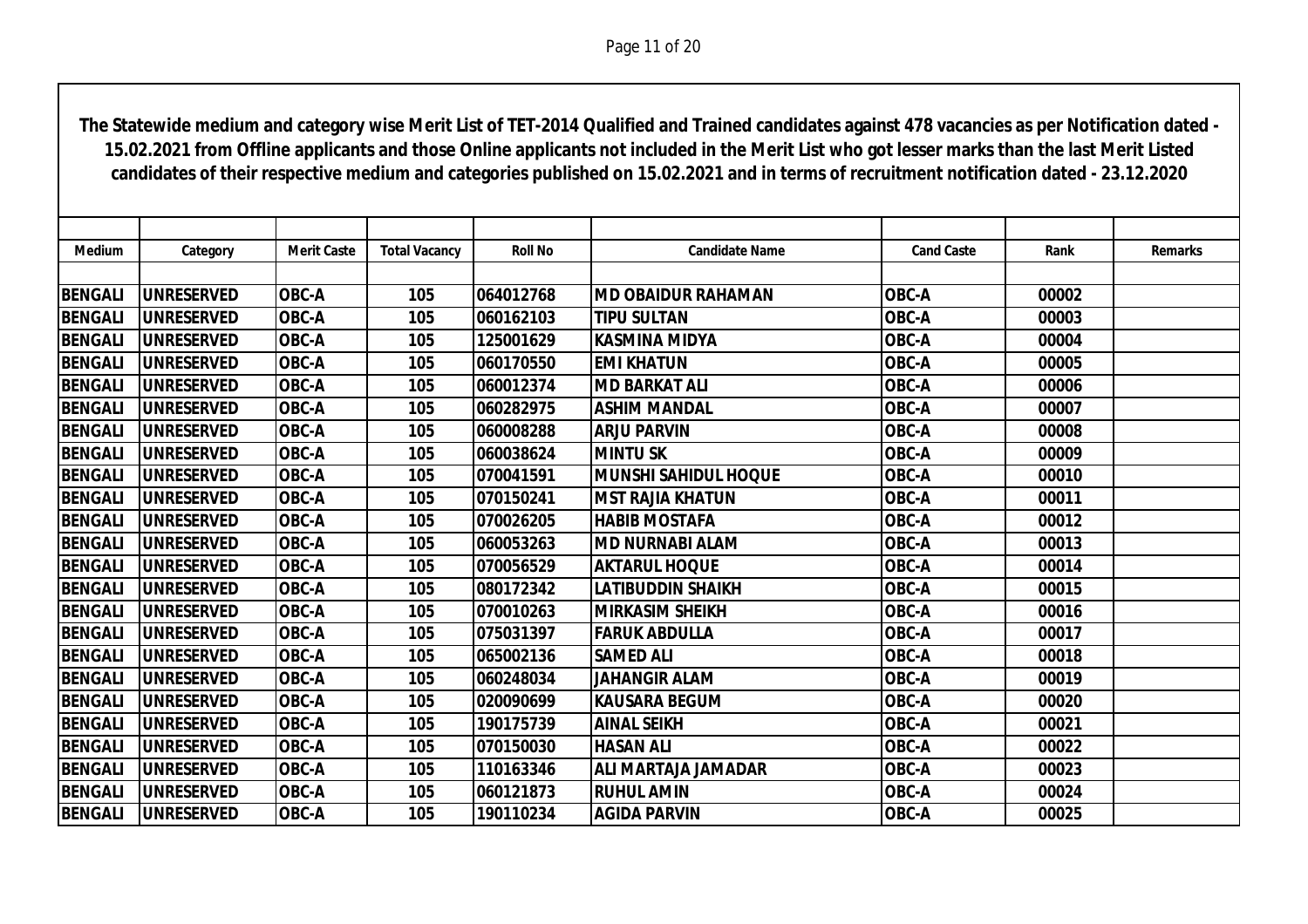**The Statewide medium and category wise Merit List of TET-2014 Qualified and Trained candidates against 478 vacancies as per Notification dated - 15.02.2021 from Offline applicants and those Online applicants not included in the Merit List who got lesser marks than the last Merit Listed candidates of their respective medium and categories published on 15.02.2021 and in terms of recruitment notification dated - 23.12.2020**

| Medium | Category | Merit Caste | Total Vacancy | Roll No | Candidate Name | Cand Caste | Rank | Remarks |
|---|---|---|---|---|---|---|---|---|
| BENGALI | UNRESERVED | OBC-A | 105 | 064012768 | MD OBAIDUR RAHAMAN | OBC-A | 00002 | |
| BENGALI | UNRESERVED | OBC-A | 105 | 060162103 | TIPU SULTAN | OBC-A | 00003 | |
| BENGALI | UNRESERVED | OBC-A | 105 | 125001629 | KASMINA MIDYA | OBC-A | 00004 | |
| BENGALI | UNRESERVED | OBC-A | 105 | 060170550 | EMI KHATUN | OBC-A | 00005 | |
| BENGALI | UNRESERVED | OBC-A | 105 | 060012374 | MD BARKAT ALI | OBC-A | 00006 | |
| BENGALI | UNRESERVED | OBC-A | 105 | 060282975 | ASHIM MANDAL | OBC-A | 00007 | |
| BENGALI | UNRESERVED | OBC-A | 105 | 060008288 | ARJU PARVIN | OBC-A | 00008 | |
| BENGALI | UNRESERVED | OBC-A | 105 | 060038624 | MINTU SK | OBC-A | 00009 | |
| BENGALI | UNRESERVED | OBC-A | 105 | 070041591 | MUNSHI SAHIDUL HOQUE | OBC-A | 00010 | |
| BENGALI | UNRESERVED | OBC-A | 105 | 070150241 | MST RAJIA KHATUN | OBC-A | 00011 | |
| BENGALI | UNRESERVED | OBC-A | 105 | 070026205 | HABIB MOSTAFA | OBC-A | 00012 | |
| BENGALI | UNRESERVED | OBC-A | 105 | 060053263 | MD NURNABI ALAM | OBC-A | 00013 | |
| BENGALI | UNRESERVED | OBC-A | 105 | 070056529 | AKTARUL HOQUE | OBC-A | 00014 | |
| BENGALI | UNRESERVED | OBC-A | 105 | 080172342 | LATIBUDDIN SHAIKH | OBC-A | 00015 | |
| BENGALI | UNRESERVED | OBC-A | 105 | 070010263 | MIRKASIM SHEIKH | OBC-A | 00016 | |
| BENGALI | UNRESERVED | OBC-A | 105 | 075031397 | FARUK ABDULLA | OBC-A | 00017 | |
| BENGALI | UNRESERVED | OBC-A | 105 | 065002136 | SAMED ALI | OBC-A | 00018 | |
| BENGALI | UNRESERVED | OBC-A | 105 | 060248034 | JAHANGIR ALAM | OBC-A | 00019 | |
| BENGALI | UNRESERVED | OBC-A | 105 | 020090699 | KAUSARA BEGUM | OBC-A | 00020 | |
| BENGALI | UNRESERVED | OBC-A | 105 | 190175739 | AINAL SEIKH | OBC-A | 00021 | |
| BENGALI | UNRESERVED | OBC-A | 105 | 070150030 | HASAN ALI | OBC-A | 00022 | |
| BENGALI | UNRESERVED | OBC-A | 105 | 110163346 | ALI MARTAJA JAMADAR | OBC-A | 00023 | |
| BENGALI | UNRESERVED | OBC-A | 105 | 060121873 | RUHUL AMIN | OBC-A | 00024 | |
| BENGALI | UNRESERVED | OBC-A | 105 | 190110234 | AGIDA PARVIN | OBC-A | 00025 | |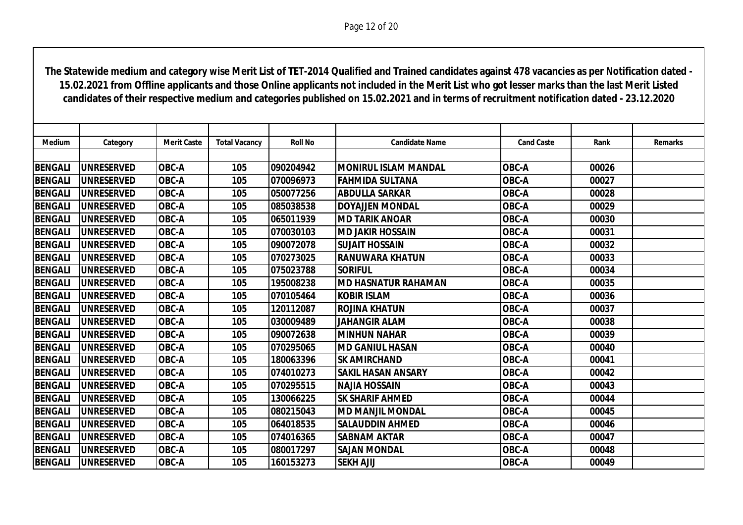**The Statewide medium and category wise Merit List of TET-2014 Qualified and Trained candidates against 478 vacancies as per Notification dated - 15.02.2021 from Offline applicants and those Online applicants not included in the Merit List who got lesser marks than the last Merit Listed candidates of their respective medium and categories published on 15.02.2021 and in terms of recruitment notification dated - 23.12.2020**

| Medium | Category | Merit Caste | Total Vacancy | Roll No | Candidate Name | Cand Caste | Rank | Remarks |
|---|---|---|---|---|---|---|---|---|
| BENGALI | UNRESERVED | OBC-A | 105 | 090204942 | MONIRUL ISLAM MANDAL | OBC-A | 00026 | |
| BENGALI | UNRESERVED | OBC-A | 105 | 070096973 | FAHMIDA SULTANA | OBC-A | 00027 | |
| BENGALI | UNRESERVED | OBC-A | 105 | 050077256 | ABDULLA SARKAR | OBC-A | 00028 | |
| BENGALI | UNRESERVED | OBC-A | 105 | 085038538 | DOYAJJEN MONDAL | OBC-A | 00029 | |
| BENGALI | UNRESERVED | OBC-A | 105 | 065011939 | MD TARIK ANOAR | OBC-A | 00030 | |
| BENGALI | UNRESERVED | OBC-A | 105 | 070030103 | MD JAKIR HOSSAIN | OBC-A | 00031 | |
| BENGALI | UNRESERVED | OBC-A | 105 | 090072078 | SUJAIT HOSSAIN | OBC-A | 00032 | |
| BENGALI | UNRESERVED | OBC-A | 105 | 070273025 | RANUWARA KHATUN | OBC-A | 00033 | |
| BENGALI | UNRESERVED | OBC-A | 105 | 075023788 | SORIFUL | OBC-A | 00034 | |
| BENGALI | UNRESERVED | OBC-A | 105 | 195008238 | MD HASNATUR RAHAMAN | OBC-A | 00035 | |
| BENGALI | UNRESERVED | OBC-A | 105 | 070105464 | KOBIR ISLAM | OBC-A | 00036 | |
| BENGALI | UNRESERVED | OBC-A | 105 | 120112087 | ROJINA KHATUN | OBC-A | 00037 | |
| BENGALI | UNRESERVED | OBC-A | 105 | 030009489 | JAHANGIR ALAM | OBC-A | 00038 | |
| BENGALI | UNRESERVED | OBC-A | 105 | 090072638 | MINHUN NAHAR | OBC-A | 00039 | |
| BENGALI | UNRESERVED | OBC-A | 105 | 070295065 | MD GANIUL HASAN | OBC-A | 00040 | |
| BENGALI | UNRESERVED | OBC-A | 105 | 180063396 | SK AMIRCHAND | OBC-A | 00041 | |
| BENGALI | UNRESERVED | OBC-A | 105 | 074010273 | SAKIL HASAN ANSARY | OBC-A | 00042 | |
| BENGALI | UNRESERVED | OBC-A | 105 | 070295515 | NAJIA HOSSAIN | OBC-A | 00043 | |
| BENGALI | UNRESERVED | OBC-A | 105 | 130066225 | SK SHARIF AHMED | OBC-A | 00044 | |
| BENGALI | UNRESERVED | OBC-A | 105 | 080215043 | MD MANJIL MONDAL | OBC-A | 00045 | |
| BENGALI | UNRESERVED | OBC-A | 105 | 064018535 | SALAUDDIN AHMED | OBC-A | 00046 | |
| BENGALI | UNRESERVED | OBC-A | 105 | 074016365 | SABNAM AKTAR | OBC-A | 00047 | |
| BENGALI | UNRESERVED | OBC-A | 105 | 080017297 | SAJAN MONDAL | OBC-A | 00048 | |
| BENGALI | UNRESERVED | OBC-A | 105 | 160153273 | SEKH AJIJ | OBC-A | 00049 | |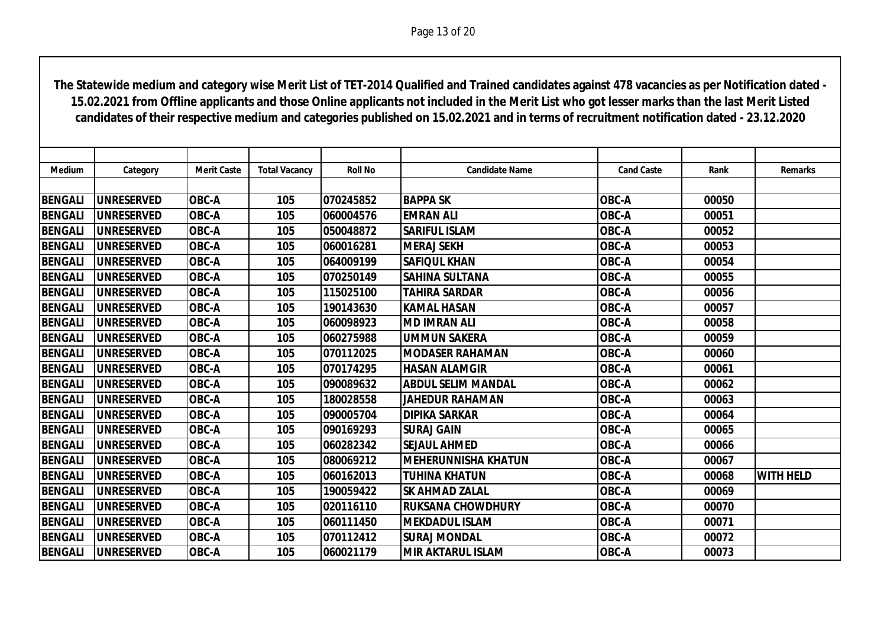**The Statewide medium and category wise Merit List of TET-2014 Qualified and Trained candidates against 478 vacancies as per Notification dated - 15.02.2021 from Offline applicants and those Online applicants not included in the Merit List who got lesser marks than the last Merit Listed candidates of their respective medium and categories published on 15.02.2021 and in terms of recruitment notification dated - 23.12.2020**

| Medium | Category | Merit Caste | Total Vacancy | Roll No | Candidate Name | Cand Caste | Rank | Remarks |
|---|---|---|---|---|---|---|---|---|
| BENGALI | UNRESERVED | OBC-A | 105 | 070245852 | BAPPA SK | OBC-A | 00050 | |
| BENGALI | UNRESERVED | OBC-A | 105 | 060004576 | EMRAN ALI | OBC-A | 00051 | |
| BENGALI | UNRESERVED | OBC-A | 105 | 050048872 | SARIFUL ISLAM | OBC-A | 00052 | |
| BENGALI | UNRESERVED | OBC-A | 105 | 060016281 | MERAJ SEKH | OBC-A | 00053 | |
| BENGALI | UNRESERVED | OBC-A | 105 | 064009199 | SAFIQUL KHAN | OBC-A | 00054 | |
| BENGALI | UNRESERVED | OBC-A | 105 | 070250149 | SAHINA SULTANA | OBC-A | 00055 | |
| BENGALI | UNRESERVED | OBC-A | 105 | 115025100 | TAHIRA SARDAR | OBC-A | 00056 | |
| BENGALI | UNRESERVED | OBC-A | 105 | 190143630 | KAMAL HASAN | OBC-A | 00057 | |
| BENGALI | UNRESERVED | OBC-A | 105 | 060098923 | MD IMRAN ALI | OBC-A | 00058 | |
| BENGALI | UNRESERVED | OBC-A | 105 | 060275988 | UMMUN SAKERA | OBC-A | 00059 | |
| BENGALI | UNRESERVED | OBC-A | 105 | 070112025 | MODASER RAHAMAN | OBC-A | 00060 | |
| BENGALI | UNRESERVED | OBC-A | 105 | 070174295 | HASAN ALAMGIR | OBC-A | 00061 | |
| BENGALI | UNRESERVED | OBC-A | 105 | 090089632 | ABDUL SELIM MANDAL | OBC-A | 00062 | |
| BENGALI | UNRESERVED | OBC-A | 105 | 180028558 | JAHEDUR RAHAMAN | OBC-A | 00063 | |
| BENGALI | UNRESERVED | OBC-A | 105 | 090005704 | DIPIKA SARKAR | OBC-A | 00064 | |
| BENGALI | UNRESERVED | OBC-A | 105 | 090169293 | SURAJ GAIN | OBC-A | 00065 | |
| BENGALI | UNRESERVED | OBC-A | 105 | 060282342 | SEJAUL AHMED | OBC-A | 00066 | |
| BENGALI | UNRESERVED | OBC-A | 105 | 080069212 | MEHERUNNISHA KHATUN | OBC-A | 00067 | |
| BENGALI | UNRESERVED | OBC-A | 105 | 060162013 | TUHINA KHATUN | OBC-A | 00068 | WITH HELD |
| BENGALI | UNRESERVED | OBC-A | 105 | 190059422 | SK AHMAD ZALAL | OBC-A | 00069 | |
| BENGALI | UNRESERVED | OBC-A | 105 | 020116110 | RUKSANA CHOWDHURY | OBC-A | 00070 | |
| BENGALI | UNRESERVED | OBC-A | 105 | 060111450 | MEKDADUL ISLAM | OBC-A | 00071 | |
| BENGALI | UNRESERVED | OBC-A | 105 | 070112412 | SURAJ MONDAL | OBC-A | 00072 | |
| BENGALI | UNRESERVED | OBC-A | 105 | 060021179 | MIR AKTARUL ISLAM | OBC-A | 00073 | |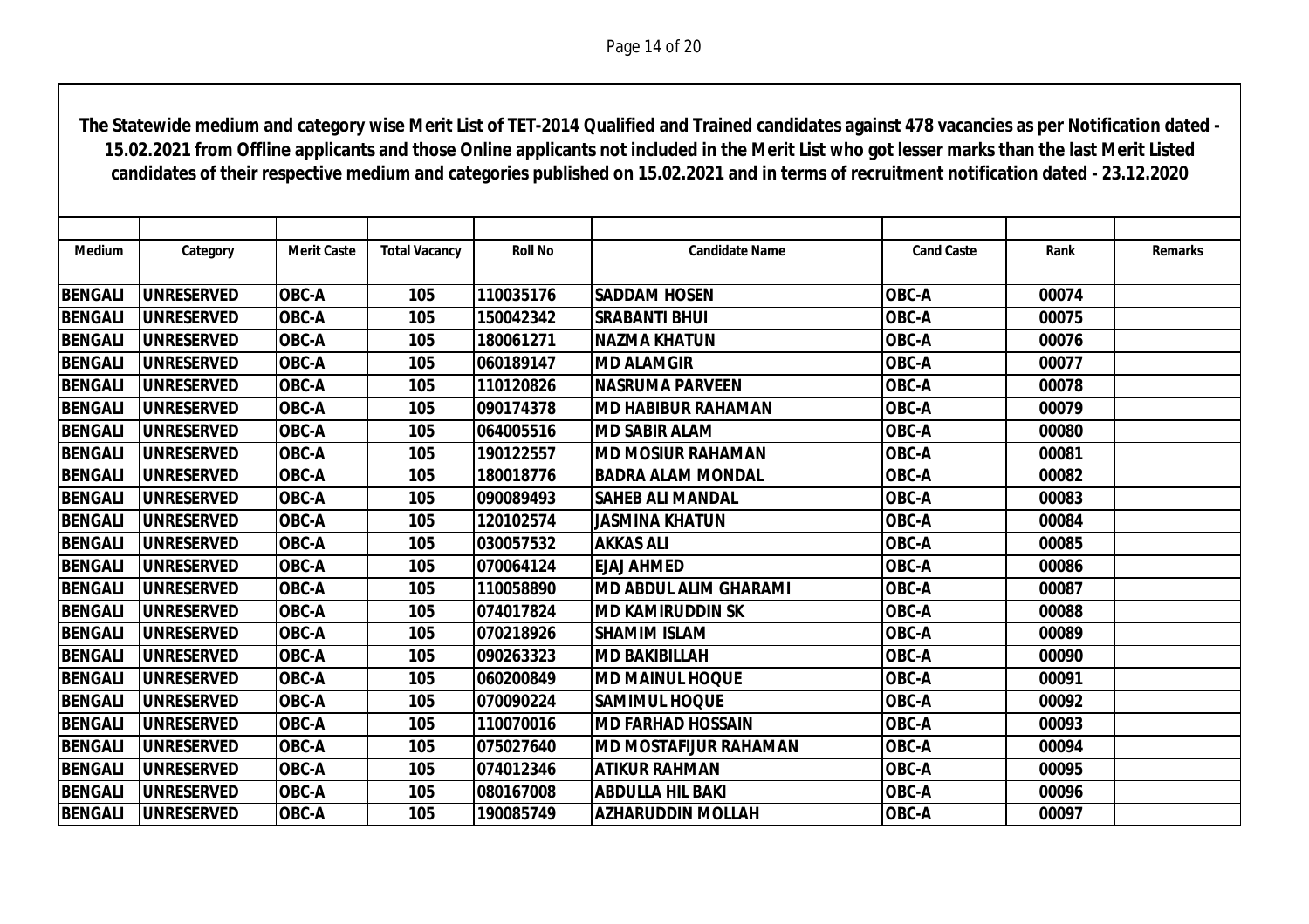**The Statewide medium and category wise Merit List of TET-2014 Qualified and Trained candidates against 478 vacancies as per Notification dated - 15.02.2021 from Offline applicants and those Online applicants not included in the Merit List who got lesser marks than the last Merit Listed candidates of their respective medium and categories published on 15.02.2021 and in terms of recruitment notification dated - 23.12.2020**

| Medium | Category | Merit Caste | Total Vacancy | Roll No | Candidate Name | Cand Caste | Rank | Remarks |
|---|---|---|---|---|---|---|---|---|
| BENGALI | UNRESERVED | OBC-A | 105 | 110035176 | SADDAM HOSEN | OBC-A | 00074 | |
| BENGALI | UNRESERVED | OBC-A | 105 | 150042342 | SRABANTI BHUI | OBC-A | 00075 | |
| BENGALI | UNRESERVED | OBC-A | 105 | 180061271 | NAZMA KHATUN | OBC-A | 00076 | |
| BENGALI | UNRESERVED | OBC-A | 105 | 060189147 | MD ALAMGIR | OBC-A | 00077 | |
| BENGALI | UNRESERVED | OBC-A | 105 | 110120826 | NASRUMA PARVEEN | OBC-A | 00078 | |
| BENGALI | UNRESERVED | OBC-A | 105 | 090174378 | MD HABIBUR RAHAMAN | OBC-A | 00079 | |
| BENGALI | UNRESERVED | OBC-A | 105 | 064005516 | MD SABIR ALAM | OBC-A | 00080 | |
| BENGALI | UNRESERVED | OBC-A | 105 | 190122557 | MD MOSIUR RAHAMAN | OBC-A | 00081 | |
| BENGALI | UNRESERVED | OBC-A | 105 | 180018776 | BADRA ALAM MONDAL | OBC-A | 00082 | |
| BENGALI | UNRESERVED | OBC-A | 105 | 090089493 | SAHEB ALI MANDAL | OBC-A | 00083 | |
| BENGALI | UNRESERVED | OBC-A | 105 | 120102574 | JASMINA KHATUN | OBC-A | 00084 | |
| BENGALI | UNRESERVED | OBC-A | 105 | 030057532 | AKKAS ALI | OBC-A | 00085 | |
| BENGALI | UNRESERVED | OBC-A | 105 | 070064124 | EJAJ AHMED | OBC-A | 00086 | |
| BENGALI | UNRESERVED | OBC-A | 105 | 110058890 | MD ABDUL ALIM GHARAMI | OBC-A | 00087 | |
| BENGALI | UNRESERVED | OBC-A | 105 | 074017824 | MD KAMIRUDDIN SK | OBC-A | 00088 | |
| BENGALI | UNRESERVED | OBC-A | 105 | 070218926 | SHAMIM ISLAM | OBC-A | 00089 | |
| BENGALI | UNRESERVED | OBC-A | 105 | 090263323 | MD BAKIBILLAH | OBC-A | 00090 | |
| BENGALI | UNRESERVED | OBC-A | 105 | 060200849 | MD MAINUL HOQUE | OBC-A | 00091 | |
| BENGALI | UNRESERVED | OBC-A | 105 | 070090224 | SAMIMUL HOQUE | OBC-A | 00092 | |
| BENGALI | UNRESERVED | OBC-A | 105 | 110070016 | MD FARHAD HOSSAIN | OBC-A | 00093 | |
| BENGALI | UNRESERVED | OBC-A | 105 | 075027640 | MD MOSTAFIJUR RAHAMAN | OBC-A | 00094 | |
| BENGALI | UNRESERVED | OBC-A | 105 | 074012346 | ATIKUR RAHMAN | OBC-A | 00095 | |
| BENGALI | UNRESERVED | OBC-A | 105 | 080167008 | ABDULLA HIL BAKI | OBC-A | 00096 | |
| BENGALI | UNRESERVED | OBC-A | 105 | 190085749 | AZHARUDDIN MOLLAH | OBC-A | 00097 | |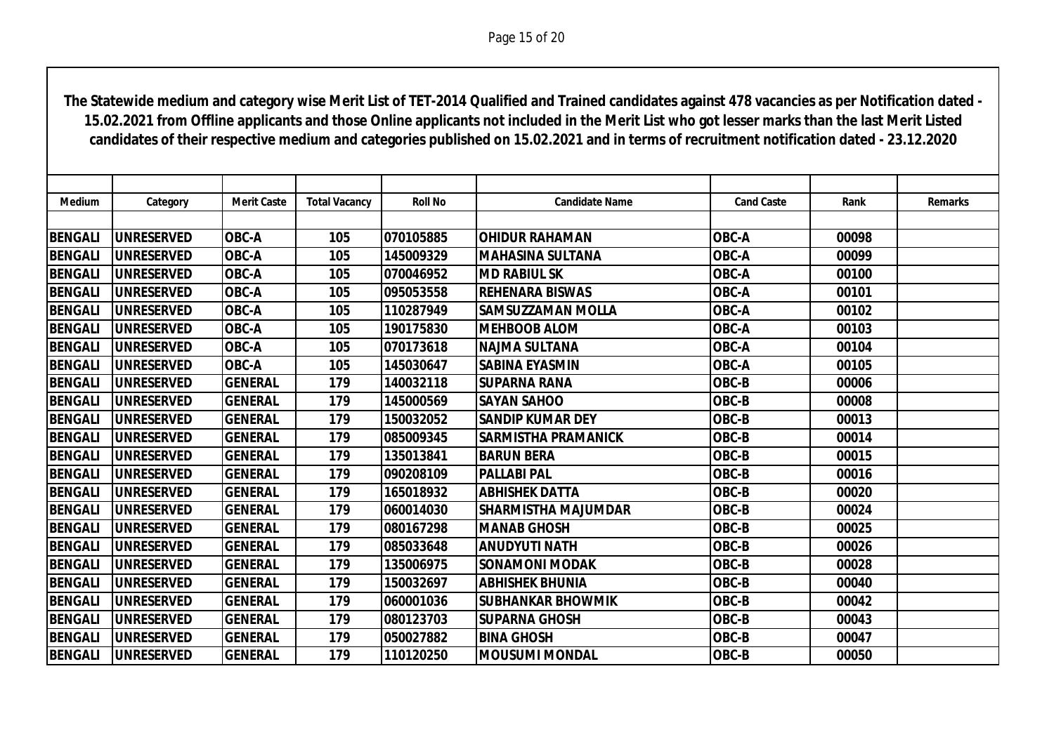**The Statewide medium and category wise Merit List of TET-2014 Qualified and Trained candidates against 478 vacancies as per Notification dated - 15.02.2021 from Offline applicants and those Online applicants not included in the Merit List who got lesser marks than the last Merit Listed candidates of their respective medium and categories published on 15.02.2021 and in terms of recruitment notification dated - 23.12.2020**

| Medium | Category | Merit Caste | Total Vacancy | Roll No | Candidate Name | Cand Caste | Rank | Remarks |
|---|---|---|---|---|---|---|---|---|
| BENGALI | UNRESERVED | OBC-A | 105 | 070105885 | OHIDUR RAHAMAN | OBC-A | 00098 | |
| BENGALI | UNRESERVED | OBC-A | 105 | 145009329 | MAHASINA SULTANA | OBC-A | 00099 | |
| BENGALI | UNRESERVED | OBC-A | 105 | 070046952 | MD RABIUL SK | OBC-A | 00100 | |
| BENGALI | UNRESERVED | OBC-A | 105 | 095053558 | REHENARA BISWAS | OBC-A | 00101 | |
| BENGALI | UNRESERVED | OBC-A | 105 | 110287949 | SAMSUZZAMAN MOLLA | OBC-A | 00102 | |
| BENGALI | UNRESERVED | OBC-A | 105 | 190175830 | MEHBOOB ALOM | OBC-A | 00103 | |
| BENGALI | UNRESERVED | OBC-A | 105 | 070173618 | NAJMA SULTANA | OBC-A | 00104 | |
| BENGALI | UNRESERVED | OBC-A | 105 | 145030647 | SABINA EYASMIN | OBC-A | 00105 | |
| BENGALI | UNRESERVED | GENERAL | 179 | 140032118 | SUPARNA RANA | OBC-B | 00006 | |
| BENGALI | UNRESERVED | GENERAL | 179 | 145000569 | SAYAN SAHOO | OBC-B | 00008 | |
| BENGALI | UNRESERVED | GENERAL | 179 | 150032052 | SANDIP KUMAR DEY | OBC-B | 00013 | |
| BENGALI | UNRESERVED | GENERAL | 179 | 085009345 | SARMISTHA PRAMANICK | OBC-B | 00014 | |
| BENGALI | UNRESERVED | GENERAL | 179 | 135013841 | BARUN BERA | OBC-B | 00015 | |
| BENGALI | UNRESERVED | GENERAL | 179 | 090208109 | PALLABI PAL | OBC-B | 00016 | |
| BENGALI | UNRESERVED | GENERAL | 179 | 165018932 | ABHISHEK DATTA | OBC-B | 00020 | |
| BENGALI | UNRESERVED | GENERAL | 179 | 060014030 | SHARMISTHA MAJUMDAR | OBC-B | 00024 | |
| BENGALI | UNRESERVED | GENERAL | 179 | 080167298 | MANAB GHOSH | OBC-B | 00025 | |
| BENGALI | UNRESERVED | GENERAL | 179 | 085033648 | ANUDYUTI NATH | OBC-B | 00026 | |
| BENGALI | UNRESERVED | GENERAL | 179 | 135006975 | SONAMONI MODAK | OBC-B | 00028 | |
| BENGALI | UNRESERVED | GENERAL | 179 | 150032697 | ABHISHEK BHUNIA | OBC-B | 00040 | |
| BENGALI | UNRESERVED | GENERAL | 179 | 060001036 | SUBHANKAR BHOWMIK | OBC-B | 00042 | |
| BENGALI | UNRESERVED | GENERAL | 179 | 080123703 | SUPARNA GHOSH | OBC-B | 00043 | |
| BENGALI | UNRESERVED | GENERAL | 179 | 050027882 | BINA GHOSH | OBC-B | 00047 | |
| BENGALI | UNRESERVED | GENERAL | 179 | 110120250 | MOUSUMI MONDAL | OBC-B | 00050 | |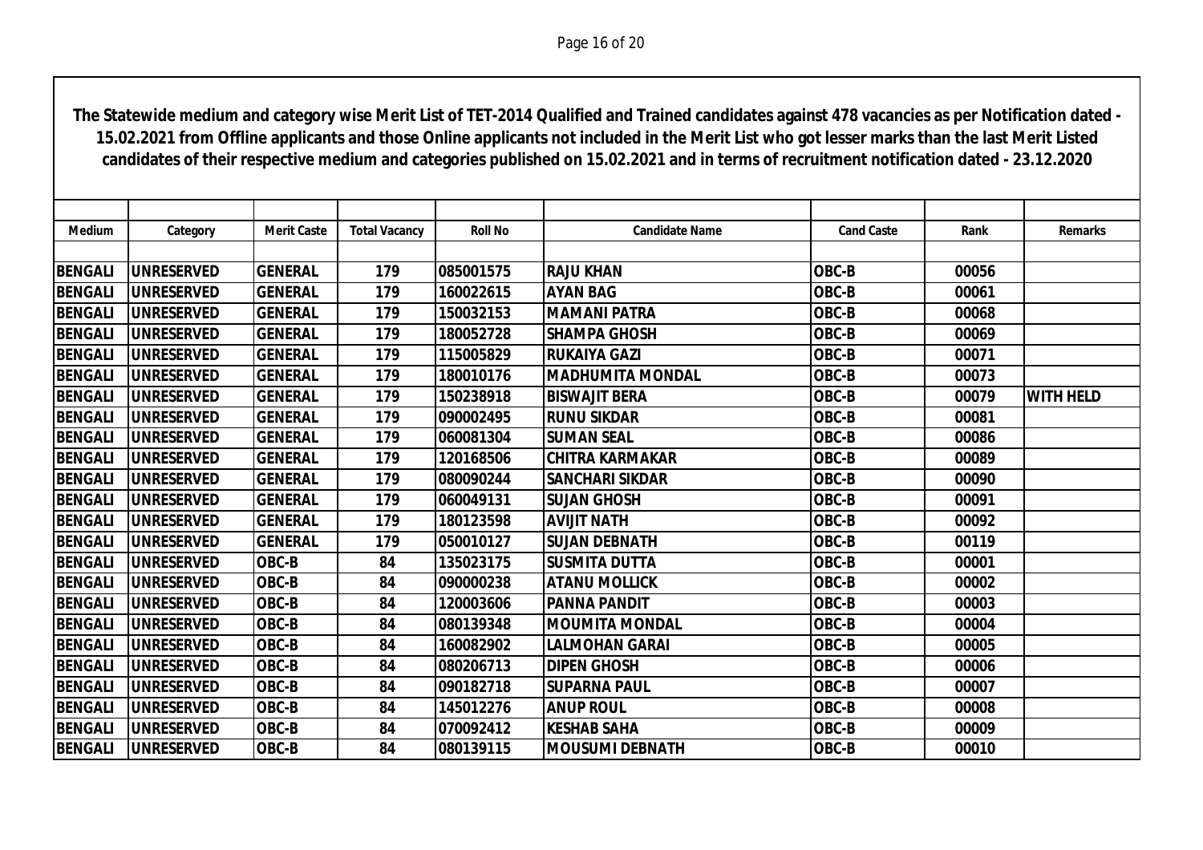**The Statewide medium and category wise Merit List of TET-2014 Qualified and Trained candidates against 478 vacancies as per Notification dated - 15.02.2021 from Offline applicants and those Online applicants not included in the Merit List who got lesser marks than the last Merit Listed candidates of their respective medium and categories published on 15.02.2021 and in terms of recruitment notification dated - 23.12.2020**

| Medium | Category | Merit Caste | Total Vacancy | Roll No | Candidate Name | Cand Caste | Rank | Remarks |
|---|---|---|---|---|---|---|---|---|
| BENGALI | UNRESERVED | GENERAL | 179 | 085001575 | RAJU KHAN | OBC-B | 00056 | |
| BENGALI | UNRESERVED | GENERAL | 179 | 160022615 | AYAN BAG | OBC-B | 00061 | |
| BENGALI | UNRESERVED | GENERAL | 179 | 150032153 | MAMANI PATRA | OBC-B | 00068 | |
| BENGALI | UNRESERVED | GENERAL | 179 | 180052728 | SHAMPA GHOSH | OBC-B | 00069 | |
| BENGALI | UNRESERVED | GENERAL | 179 | 115005829 | RUKAIYA GAZI | OBC-B | 00071 | |
| BENGALI | UNRESERVED | GENERAL | 179 | 180010176 | MADHUMITA MONDAL | OBC-B | 00073 | |
| BENGALI | UNRESERVED | GENERAL | 179 | 150238918 | BISWAJIT BERA | OBC-B | 00079 | WITH HELD |
| BENGALI | UNRESERVED | GENERAL | 179 | 090002495 | RUNU SIKDAR | OBC-B | 00081 | |
| BENGALI | UNRESERVED | GENERAL | 179 | 060081304 | SUMAN SEAL | OBC-B | 00086 | |
| BENGALI | UNRESERVED | GENERAL | 179 | 120168506 | CHITRA KARMAKAR | OBC-B | 00089 | |
| BENGALI | UNRESERVED | GENERAL | 179 | 080090244 | SANCHARI SIKDAR | OBC-B | 00090 | |
| BENGALI | UNRESERVED | GENERAL | 179 | 060049131 | SUJAN GHOSH | OBC-B | 00091 | |
| BENGALI | UNRESERVED | GENERAL | 179 | 180123598 | AVIJIT NATH | OBC-B | 00092 | |
| BENGALI | UNRESERVED | GENERAL | 179 | 050010127 | SUJAN DEBNATH | OBC-B | 00119 | |
| BENGALI | UNRESERVED | OBC-B | 84 | 135023175 | SUSMITA DUTTA | OBC-B | 00001 | |
| BENGALI | UNRESERVED | OBC-B | 84 | 090000238 | ATANU MOLLICK | OBC-B | 00002 | |
| BENGALI | UNRESERVED | OBC-B | 84 | 120003606 | PANNA PANDIT | OBC-B | 00003 | |
| BENGALI | UNRESERVED | OBC-B | 84 | 080139348 | MOUMITA MONDAL | OBC-B | 00004 | |
| BENGALI | UNRESERVED | OBC-B | 84 | 160082902 | LALMOHAN GARAI | OBC-B | 00005 | |
| BENGALI | UNRESERVED | OBC-B | 84 | 080206713 | DIPEN GHOSH | OBC-B | 00006 | |
| BENGALI | UNRESERVED | OBC-B | 84 | 090182718 | SUPARNA PAUL | OBC-B | 00007 | |
| BENGALI | UNRESERVED | OBC-B | 84 | 145012276 | ANUP ROUL | OBC-B | 00008 | |
| BENGALI | UNRESERVED | OBC-B | 84 | 070092412 | KESHAB SAHA | OBC-B | 00009 | |
| BENGALI | UNRESERVED | OBC-B | 84 | 080139115 | MOUSUMI DEBNATH | OBC-B | 00010 | |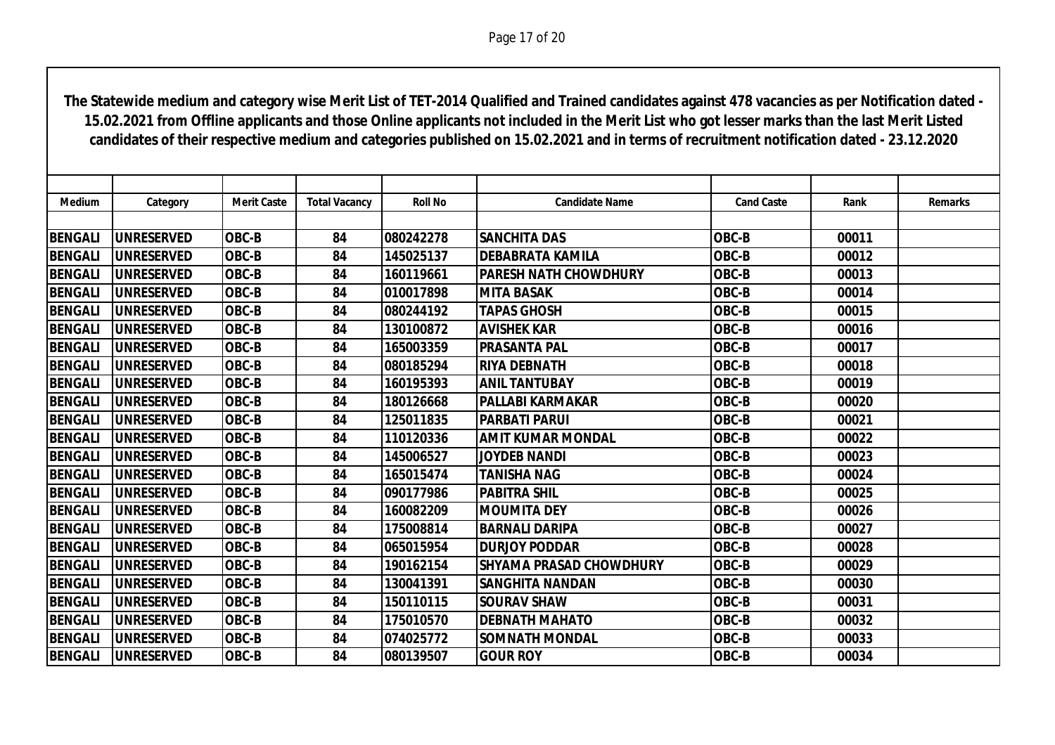**The Statewide medium and category wise Merit List of TET-2014 Qualified and Trained candidates against 478 vacancies as per Notification dated - 15.02.2021 from Offline applicants and those Online applicants not included in the Merit List who got lesser marks than the last Merit Listed candidates of their respective medium and categories published on 15.02.2021 and in terms of recruitment notification dated - 23.12.2020**

| Medium | Category | Merit Caste | Total Vacancy | Roll No | Candidate Name | Cand Caste | Rank | Remarks |
|---|---|---|---|---|---|---|---|---|
| BENGALI | UNRESERVED | OBC-B | 84 | 080242278 | SANCHITA DAS | OBC-B | 00011 | |
| BENGALI | UNRESERVED | OBC-B | 84 | 145025137 | DEBABRATA KAMILA | OBC-B | 00012 | |
| BENGALI | UNRESERVED | OBC-B | 84 | 160119661 | PARESH NATH CHOWDHURY | OBC-B | 00013 | |
| BENGALI | UNRESERVED | OBC-B | 84 | 010017898 | MITA BASAK | OBC-B | 00014 | |
| BENGALI | UNRESERVED | OBC-B | 84 | 080244192 | TAPAS GHOSH | OBC-B | 00015 | |
| BENGALI | UNRESERVED | OBC-B | 84 | 130100872 | AVISHEK KAR | OBC-B | 00016 | |
| BENGALI | UNRESERVED | OBC-B | 84 | 165003359 | PRASANTA PAL | OBC-B | 00017 | |
| BENGALI | UNRESERVED | OBC-B | 84 | 080185294 | RIYA DEBNATH | OBC-B | 00018 | |
| BENGALI | UNRESERVED | OBC-B | 84 | 160195393 | ANIL TANTUBAY | OBC-B | 00019 | |
| BENGALI | UNRESERVED | OBC-B | 84 | 180126668 | PALLABI KARMAKAR | OBC-B | 00020 | |
| BENGALI | UNRESERVED | OBC-B | 84 | 125011835 | PARBATI PARUI | OBC-B | 00021 | |
| BENGALI | UNRESERVED | OBC-B | 84 | 110120336 | AMIT KUMAR MONDAL | OBC-B | 00022 | |
| BENGALI | UNRESERVED | OBC-B | 84 | 145006527 | JOYDEB NANDI | OBC-B | 00023 | |
| BENGALI | UNRESERVED | OBC-B | 84 | 165015474 | TANISHA NAG | OBC-B | 00024 | |
| BENGALI | UNRESERVED | OBC-B | 84 | 090177986 | PABITRA SHIL | OBC-B | 00025 | |
| BENGALI | UNRESERVED | OBC-B | 84 | 160082209 | MOUMITA DEY | OBC-B | 00026 | |
| BENGALI | UNRESERVED | OBC-B | 84 | 175008814 | BARNALI DARIPA | OBC-B | 00027 | |
| BENGALI | UNRESERVED | OBC-B | 84 | 065015954 | DURJOY PODDAR | OBC-B | 00028 | |
| BENGALI | UNRESERVED | OBC-B | 84 | 190162154 | SHYAMA PRASAD CHOWDHURY | OBC-B | 00029 | |
| BENGALI | UNRESERVED | OBC-B | 84 | 130041391 | SANGHITA NANDAN | OBC-B | 00030 | |
| BENGALI | UNRESERVED | OBC-B | 84 | 150110115 | SOURAV SHAW | OBC-B | 00031 | |
| BENGALI | UNRESERVED | OBC-B | 84 | 175010570 | DEBNATH MAHATO | OBC-B | 00032 | |
| BENGALI | UNRESERVED | OBC-B | 84 | 074025772 | SOMNATH MONDAL | OBC-B | 00033 | |
| BENGALI | UNRESERVED | OBC-B | 84 | 080139507 | GOUR ROY | OBC-B | 00034 | |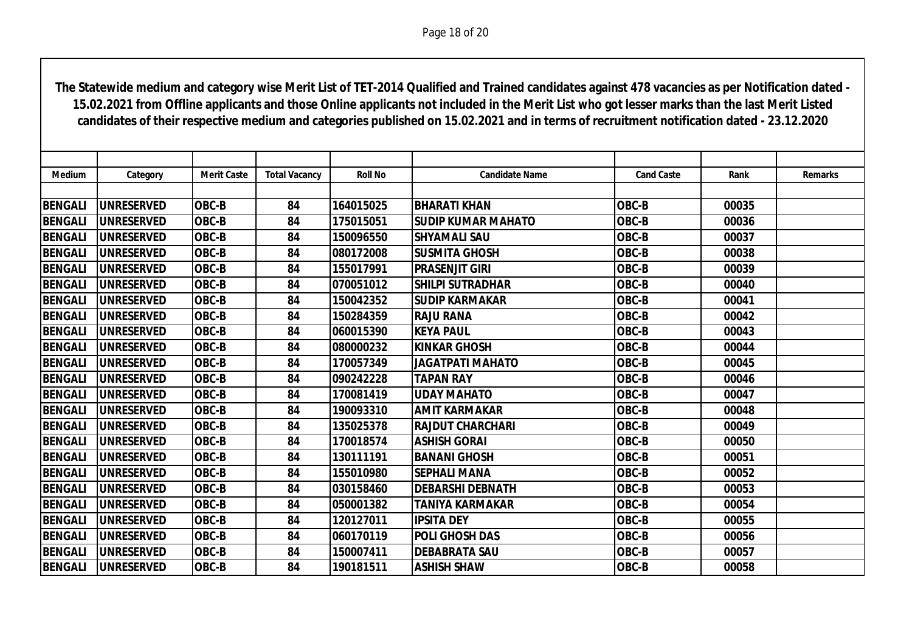**The Statewide medium and category wise Merit List of TET-2014 Qualified and Trained candidates against 478 vacancies as per Notification dated - 15.02.2021 from Offline applicants and those Online applicants not included in the Merit List who got lesser marks than the last Merit Listed candidates of their respective medium and categories published on 15.02.2021 and in terms of recruitment notification dated - 23.12.2020**

| Medium | Category | Merit Caste | Total Vacancy | Roll No | Candidate Name | Cand Caste | Rank | Remarks |
|---|---|---|---|---|---|---|---|---|
| BENGALI | UNRESERVED | OBC-B | 84 | 164015025 | BHARATI KHAN | OBC-B | 00035 | |
| BENGALI | UNRESERVED | OBC-B | 84 | 175015051 | SUDIP KUMAR MAHATO | OBC-B | 00036 | |
| BENGALI | UNRESERVED | OBC-B | 84 | 150096550 | SHYAMALI SAU | OBC-B | 00037 | |
| BENGALI | UNRESERVED | OBC-B | 84 | 080172008 | SUSMITA GHOSH | OBC-B | 00038 | |
| BENGALI | UNRESERVED | OBC-B | 84 | 155017991 | PRASENJIT GIRI | OBC-B | 00039 | |
| BENGALI | UNRESERVED | OBC-B | 84 | 070051012 | SHILPI SUTRADHAR | OBC-B | 00040 | |
| BENGALI | UNRESERVED | OBC-B | 84 | 150042352 | SUDIP KARMAKAR | OBC-B | 00041 | |
| BENGALI | UNRESERVED | OBC-B | 84 | 150284359 | RAJU RANA | OBC-B | 00042 | |
| BENGALI | UNRESERVED | OBC-B | 84 | 060015390 | KEYA PAUL | OBC-B | 00043 | |
| BENGALI | UNRESERVED | OBC-B | 84 | 080000232 | KINKAR GHOSH | OBC-B | 00044 | |
| BENGALI | UNRESERVED | OBC-B | 84 | 170057349 | JAGATPATI MAHATO | OBC-B | 00045 | |
| BENGALI | UNRESERVED | OBC-B | 84 | 090242228 | TAPAN RAY | OBC-B | 00046 | |
| BENGALI | UNRESERVED | OBC-B | 84 | 170081419 | UDAY MAHATO | OBC-B | 00047 | |
| BENGALI | UNRESERVED | OBC-B | 84 | 190093310 | AMIT KARMAKAR | OBC-B | 00048 | |
| BENGALI | UNRESERVED | OBC-B | 84 | 135025378 | RAJDUT CHARCHARI | OBC-B | 00049 | |
| BENGALI | UNRESERVED | OBC-B | 84 | 170018574 | ASHISH GORAI | OBC-B | 00050 | |
| BENGALI | UNRESERVED | OBC-B | 84 | 130111191 | BANANI GHOSH | OBC-B | 00051 | |
| BENGALI | UNRESERVED | OBC-B | 84 | 155010980 | SEPHALI MANA | OBC-B | 00052 | |
| BENGALI | UNRESERVED | OBC-B | 84 | 030158460 | DEBARSHI DEBNATH | OBC-B | 00053 | |
| BENGALI | UNRESERVED | OBC-B | 84 | 050001382 | TANIYA KARMAKAR | OBC-B | 00054 | |
| BENGALI | UNRESERVED | OBC-B | 84 | 120127011 | IPSITA DEY | OBC-B | 00055 | |
| BENGALI | UNRESERVED | OBC-B | 84 | 060170119 | POLI GHOSH DAS | OBC-B | 00056 | |
| BENGALI | UNRESERVED | OBC-B | 84 | 150007411 | DEBABRATA SAU | OBC-B | 00057 | |
| BENGALI | UNRESERVED | OBC-B | 84 | 190181511 | ASHISH SHAW | OBC-B | 00058 | |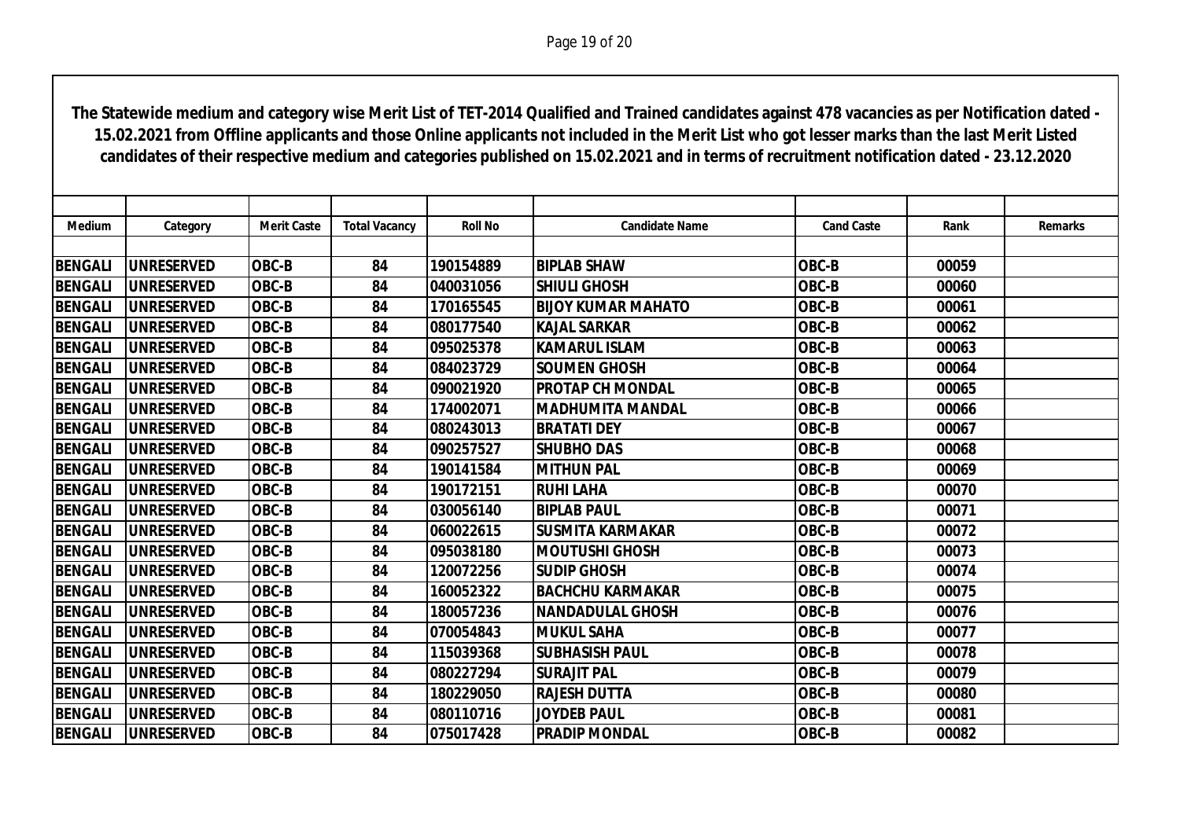**The Statewide medium and category wise Merit List of TET-2014 Qualified and Trained candidates against 478 vacancies as per Notification dated - 15.02.2021 from Offline applicants and those Online applicants not included in the Merit List who got lesser marks than the last Merit Listed candidates of their respective medium and categories published on 15.02.2021 and in terms of recruitment notification dated - 23.12.2020**

| Medium | Category | Merit Caste | Total Vacancy | Roll No | Candidate Name | Cand Caste | Rank | Remarks |
|---|---|---|---|---|---|---|---|---|
| BENGALI | UNRESERVED | OBC-B | 84 | 190154889 | BIPLAB SHAW | OBC-B | 00059 | |
| BENGALI | UNRESERVED | OBC-B | 84 | 040031056 | SHIULI GHOSH | OBC-B | 00060 | |
| BENGALI | UNRESERVED | OBC-B | 84 | 170165545 | BIJOY KUMAR MAHATO | OBC-B | 00061 | |
| BENGALI | UNRESERVED | OBC-B | 84 | 080177540 | KAJAL SARKAR | OBC-B | 00062 | |
| BENGALI | UNRESERVED | OBC-B | 84 | 095025378 | KAMARUL ISLAM | OBC-B | 00063 | |
| BENGALI | UNRESERVED | OBC-B | 84 | 084023729 | SOUMEN GHOSH | OBC-B | 00064 | |
| BENGALI | UNRESERVED | OBC-B | 84 | 090021920 | PROTAP CH MONDAL | OBC-B | 00065 | |
| BENGALI | UNRESERVED | OBC-B | 84 | 174002071 | MADHUMITA MANDAL | OBC-B | 00066 | |
| BENGALI | UNRESERVED | OBC-B | 84 | 080243013 | BRATATI DEY | OBC-B | 00067 | |
| BENGALI | UNRESERVED | OBC-B | 84 | 090257527 | SHUBHO DAS | OBC-B | 00068 | |
| BENGALI | UNRESERVED | OBC-B | 84 | 190141584 | MITHUN PAL | OBC-B | 00069 | |
| BENGALI | UNRESERVED | OBC-B | 84 | 190172151 | RUHI LAHA | OBC-B | 00070 | |
| BENGALI | UNRESERVED | OBC-B | 84 | 030056140 | BIPLAB PAUL | OBC-B | 00071 | |
| BENGALI | UNRESERVED | OBC-B | 84 | 060022615 | SUSMITA KARMAKAR | OBC-B | 00072 | |
| BENGALI | UNRESERVED | OBC-B | 84 | 095038180 | MOUTUSHI GHOSH | OBC-B | 00073 | |
| BENGALI | UNRESERVED | OBC-B | 84 | 120072256 | SUDIP GHOSH | OBC-B | 00074 | |
| BENGALI | UNRESERVED | OBC-B | 84 | 160052322 | BACHCHU KARMAKAR | OBC-B | 00075 | |
| BENGALI | UNRESERVED | OBC-B | 84 | 180057236 | NANDADULAL GHOSH | OBC-B | 00076 | |
| BENGALI | UNRESERVED | OBC-B | 84 | 070054843 | MUKUL SAHA | OBC-B | 00077 | |
| BENGALI | UNRESERVED | OBC-B | 84 | 115039368 | SUBHASISH PAUL | OBC-B | 00078 | |
| BENGALI | UNRESERVED | OBC-B | 84 | 080227294 | SURAJIT PAL | OBC-B | 00079 | |
| BENGALI | UNRESERVED | OBC-B | 84 | 180229050 | RAJESH DUTTA | OBC-B | 00080 | |
| BENGALI | UNRESERVED | OBC-B | 84 | 080110716 | JOYDEB PAUL | OBC-B | 00081 | |
| BENGALI | UNRESERVED | OBC-B | 84 | 075017428 | PRADIP MONDAL | OBC-B | 00082 | |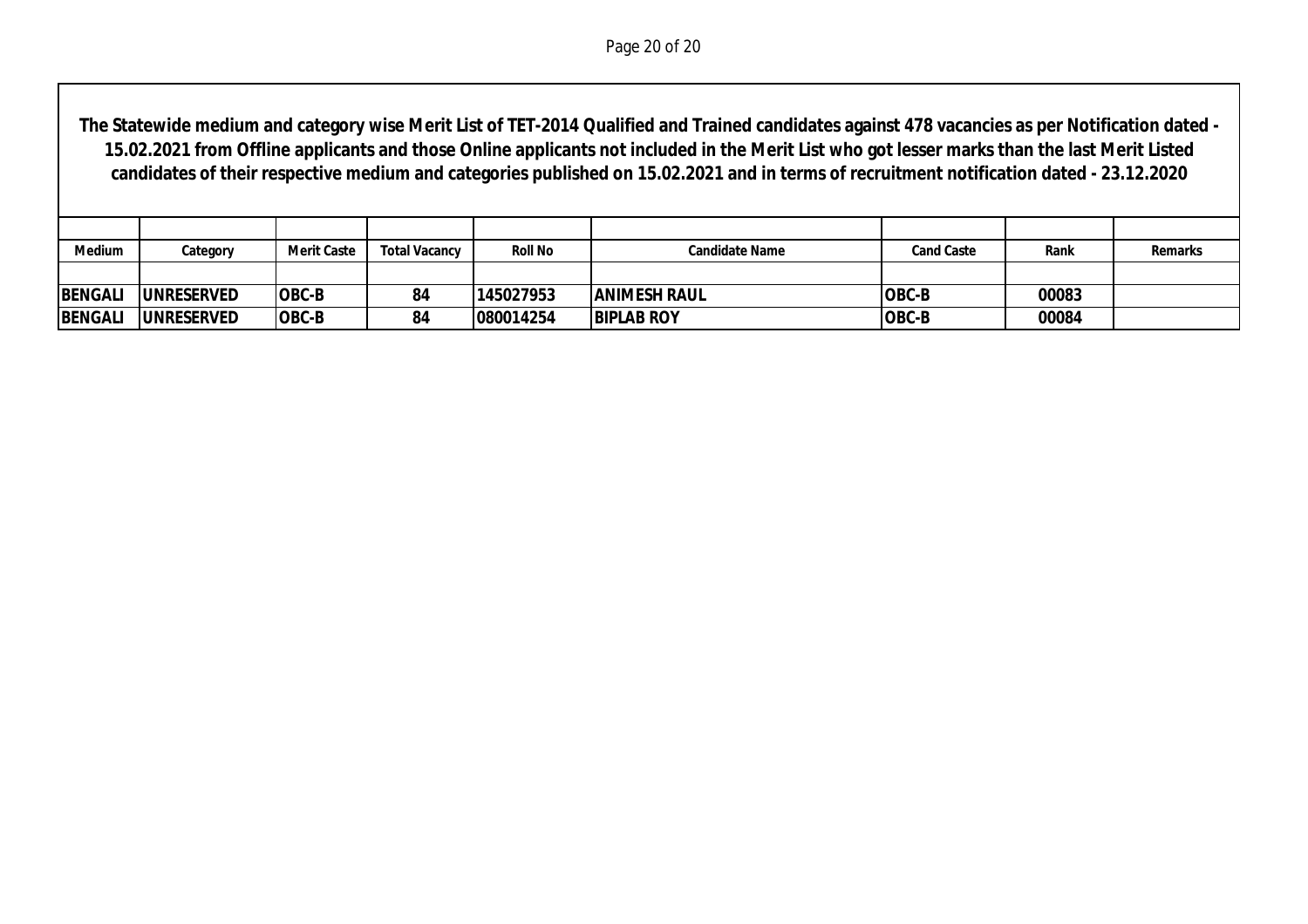**The Statewide medium and category wise Merit List of TET-2014 Qualified and Trained candidates against 478 vacancies as per Notification dated - 15.02.2021 from Offline applicants and those Online applicants not included in the Merit List who got lesser marks than the last Merit Listed candidates of their respective medium and categories published on 15.02.2021 and in terms of recruitment notification dated - 23.12.2020**

| Medium | Category | Merit Caste | Total Vacancy | Roll No | Candidate Name | Cand Caste | Rank | Remarks |
|---|---|---|---|---|---|---|---|---|
| BENGALI | UNRESERVED | OBC-B | 84 | 145027953 | ANIMESH RAUL | OBC-B | 00083 | |
| BENGALI | UNRESERVED | OBC-B | 84 | 080014254 | BIPLAB ROY | OBC-B | 00084 | |